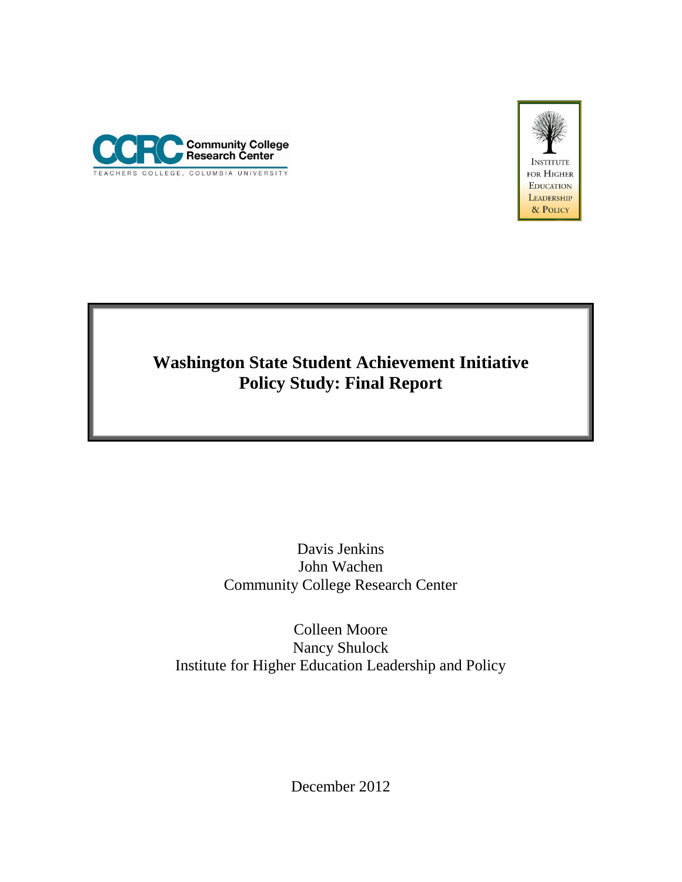Community College Research Center

TEACHERS COLLEGE, COLUMBIA UNIVERSITY

Institute for Higher Education Leadership & Policy

# Washington State Student Achievement Initiative Policy Study: Final Report

Davis Jenkins
John Wachen
Community College Research Center

Colleen Moore
Nancy Shulock
Institute for Higher Education Leadership and Policy

December 2012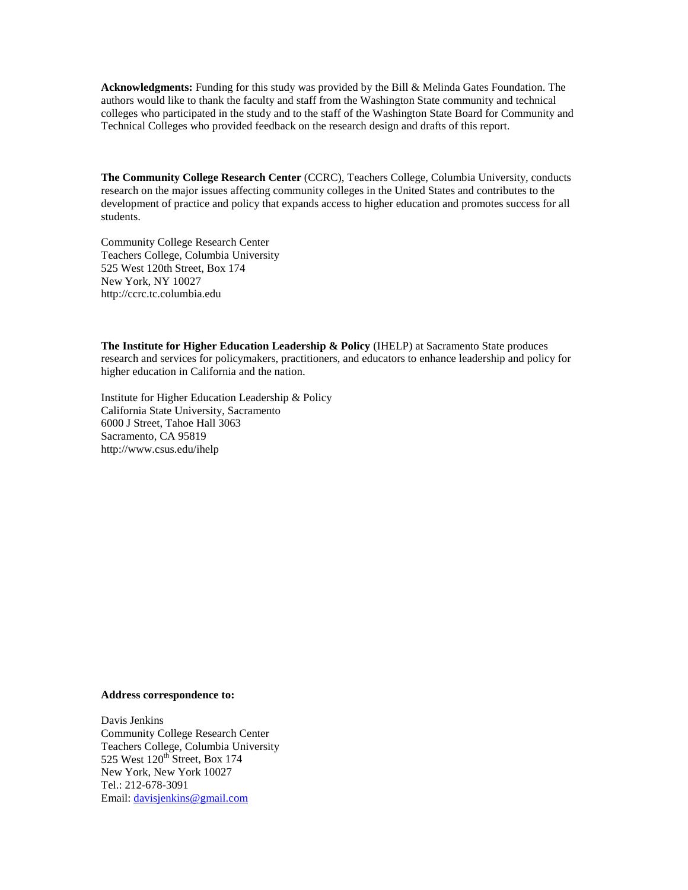**Acknowledgments:** Funding for this study was provided by the Bill & Melinda Gates Foundation. The authors would like to thank the faculty and staff from the Washington State community and technical colleges who participated in the study and to the staff of the Washington State Board for Community and Technical Colleges who provided feedback on the research design and drafts of this report.

**The Community College Research Center** (CCRC), Teachers College, Columbia University, conducts research on the major issues affecting community colleges in the United States and contributes to the development of practice and policy that expands access to higher education and promotes success for all students.

Community College Research Center  
Teachers College, Columbia University  
525 West 120th Street, Box 174  
New York, NY 10027  
http://ccrc.tc.columbia.edu

**The Institute for Higher Education Leadership & Policy** (IHELP) at Sacramento State produces research and services for policymakers, practitioners, and educators to enhance leadership and policy for higher education in California and the nation.

Institute for Higher Education Leadership & Policy  
California State University, Sacramento  
6000 J Street, Tahoe Hall 3063  
Sacramento, CA 95819  
http://www.csus.edu/ihelp

**Address correspondence to:**

Davis Jenkins  
Community College Research Center  
Teachers College, Columbia University  
525 West 120th Street, Box 174  
New York, New York 10027  
Tel.: 212-678-3091  
Email: davisjenkins@gmail.com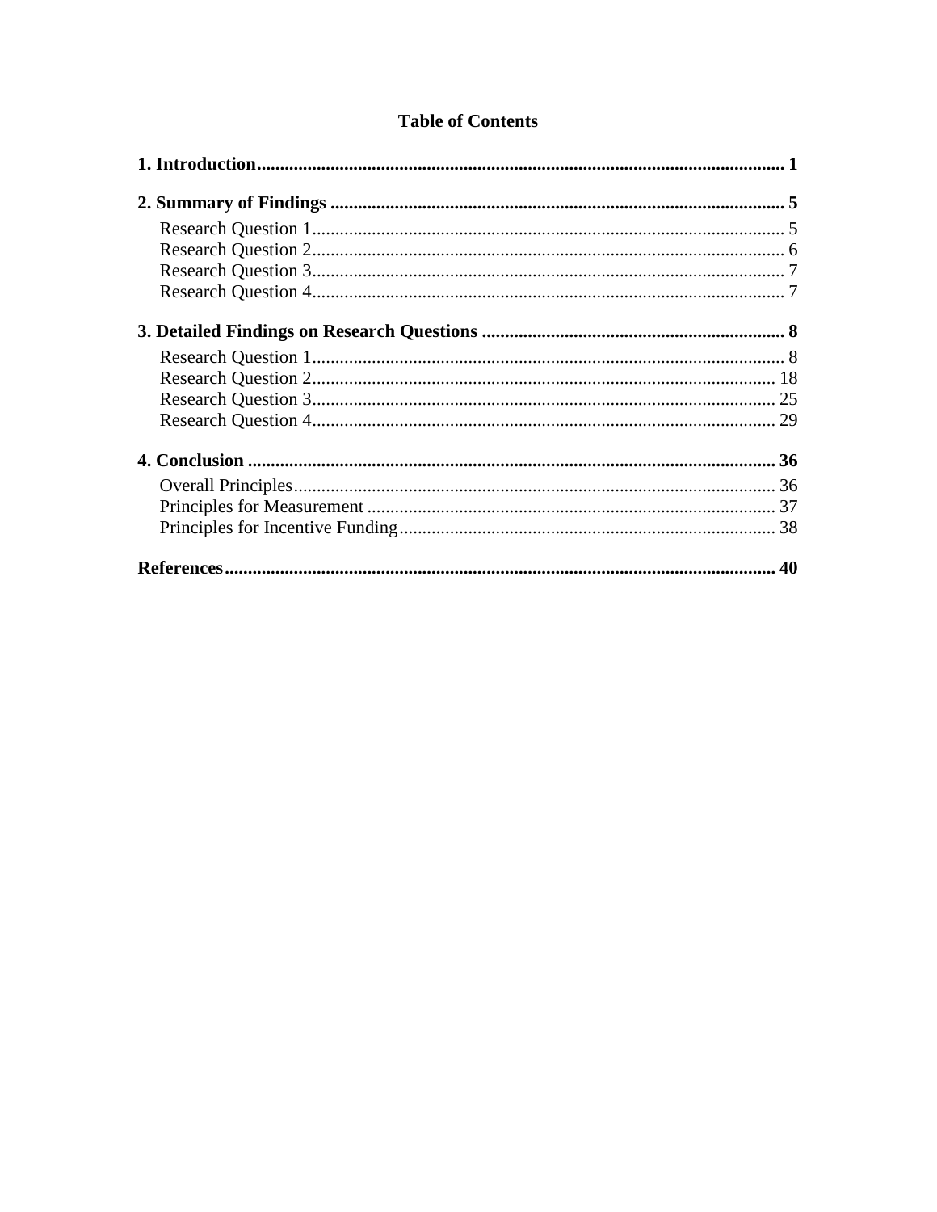# Table of Contents

**1. Introduction** .......... **1**

**2. Summary of Findings** .......... **5**

- Research Question 1 .......... 5
- Research Question 2 .......... 6
- Research Question 3 .......... 7
- Research Question 4 .......... 7

**3. Detailed Findings on Research Questions** .......... **8**

- Research Question 1 .......... 8
- Research Question 2 .......... 18
- Research Question 3 .......... 25
- Research Question 4 .......... 29

**4. Conclusion** .......... **36**

- Overall Principles .......... 36
- Principles for Measurement .......... 37
- Principles for Incentive Funding .......... 38

**References** .......... **40**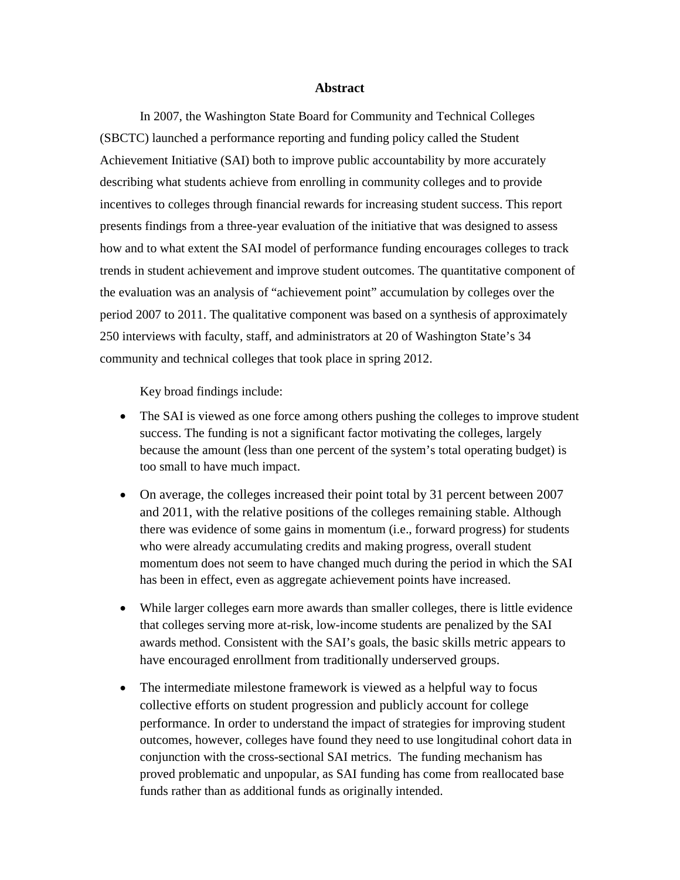# Abstract

In 2007, the Washington State Board for Community and Technical Colleges (SBCTC) launched a performance reporting and funding policy called the Student Achievement Initiative (SAI) both to improve public accountability by more accurately describing what students achieve from enrolling in community colleges and to provide incentives to colleges through financial rewards for increasing student success. This report presents findings from a three-year evaluation of the initiative that was designed to assess how and to what extent the SAI model of performance funding encourages colleges to track trends in student achievement and improve student outcomes. The quantitative component of the evaluation was an analysis of "achievement point" accumulation by colleges over the period 2007 to 2011. The qualitative component was based on a synthesis of approximately 250 interviews with faculty, staff, and administrators at 20 of Washington State's 34 community and technical colleges that took place in spring 2012.

Key broad findings include:

- The SAI is viewed as one force among others pushing the colleges to improve student success. The funding is not a significant factor motivating the colleges, largely because the amount (less than one percent of the system's total operating budget) is too small to have much impact.
- On average, the colleges increased their point total by 31 percent between 2007 and 2011, with the relative positions of the colleges remaining stable. Although there was evidence of some gains in momentum (i.e., forward progress) for students who were already accumulating credits and making progress, overall student momentum does not seem to have changed much during the period in which the SAI has been in effect, even as aggregate achievement points have increased.
- While larger colleges earn more awards than smaller colleges, there is little evidence that colleges serving more at-risk, low-income students are penalized by the SAI awards method. Consistent with the SAI's goals, the basic skills metric appears to have encouraged enrollment from traditionally underserved groups.
- The intermediate milestone framework is viewed as a helpful way to focus collective efforts on student progression and publicly account for college performance. In order to understand the impact of strategies for improving student outcomes, however, colleges have found they need to use longitudinal cohort data in conjunction with the cross-sectional SAI metrics. The funding mechanism has proved problematic and unpopular, as SAI funding has come from reallocated base funds rather than as additional funds as originally intended.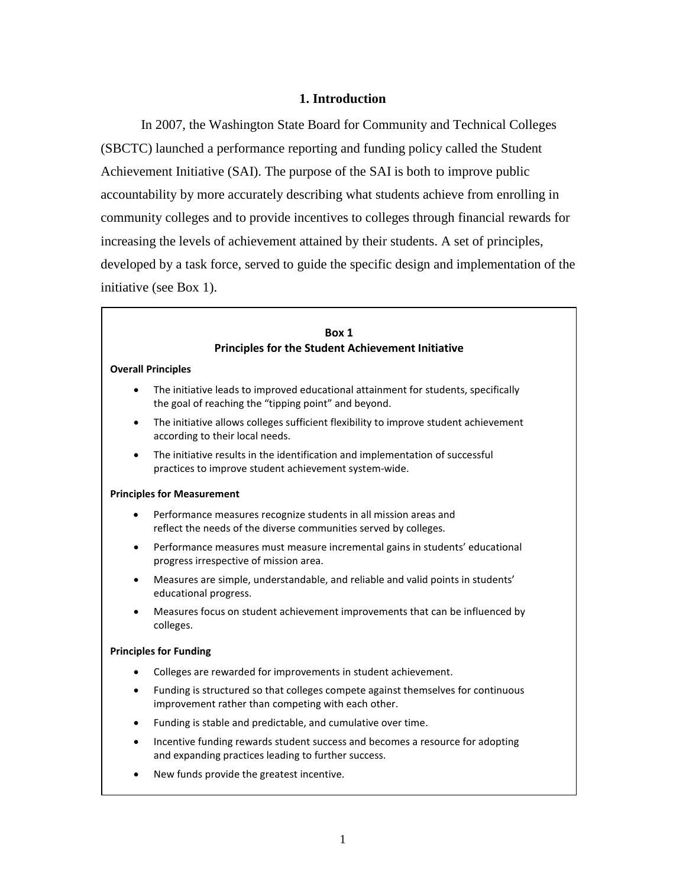# 1. Introduction

In 2007, the Washington State Board for Community and Technical Colleges (SBCTC) launched a performance reporting and funding policy called the Student Achievement Initiative (SAI). The purpose of the SAI is both to improve public accountability by more accurately describing what students achieve from enrolling in community colleges and to provide incentives to colleges through financial rewards for increasing the levels of achievement attained by their students. A set of principles, developed by a task force, served to guide the specific design and implementation of the initiative (see Box 1).

> **Box 1**
> **Principles for the Student Achievement Initiative**
>
> **Overall Principles**
>
> - The initiative leads to improved educational attainment for students, specifically the goal of reaching the "tipping point" and beyond.
> - The initiative allows colleges sufficient flexibility to improve student achievement according to their local needs.
> - The initiative results in the identification and implementation of successful practices to improve student achievement system-wide.
>
> **Principles for Measurement**
>
> - Performance measures recognize students in all mission areas and reflect the needs of the diverse communities served by colleges.
> - Performance measures must measure incremental gains in students' educational progress irrespective of mission area.
> - Measures are simple, understandable, and reliable and valid points in students' educational progress.
> - Measures focus on student achievement improvements that can be influenced by colleges.
>
> **Principles for Funding**
>
> - Colleges are rewarded for improvements in student achievement.
> - Funding is structured so that colleges compete against themselves for continuous improvement rather than competing with each other.
> - Funding is stable and predictable, and cumulative over time.
> - Incentive funding rewards student success and becomes a resource for adopting and expanding practices leading to further success.
> - New funds provide the greatest incentive.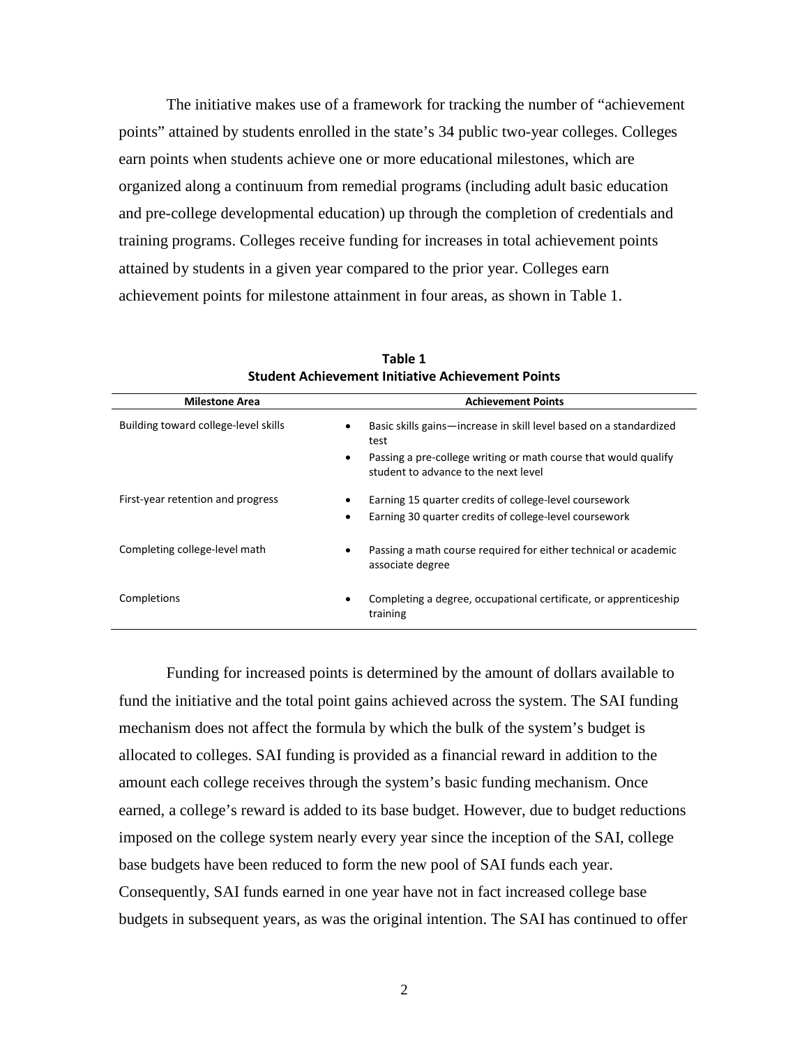The initiative makes use of a framework for tracking the number of "achievement points" attained by students enrolled in the state's 34 public two-year colleges. Colleges earn points when students achieve one or more educational milestones, which are organized along a continuum from remedial programs (including adult basic education and pre-college developmental education) up through the completion of credentials and training programs. Colleges receive funding for increases in total achievement points attained by students in a given year compared to the prior year. Colleges earn achievement points for milestone attainment in four areas, as shown in Table 1.

**Table 1**
**Student Achievement Initiative Achievement Points**

| Milestone Area | Achievement Points |
|---|---|
| Building toward college-level skills | • Basic skills gains—increase in skill level based on a standardized test<br>• Passing a pre-college writing or math course that would qualify student to advance to the next level |
| First-year retention and progress | • Earning 15 quarter credits of college-level coursework<br>• Earning 30 quarter credits of college-level coursework |
| Completing college-level math | • Passing a math course required for either technical or academic associate degree |
| Completions | • Completing a degree, occupational certificate, or apprenticeship training |

Funding for increased points is determined by the amount of dollars available to fund the initiative and the total point gains achieved across the system. The SAI funding mechanism does not affect the formula by which the bulk of the system's budget is allocated to colleges. SAI funding is provided as a financial reward in addition to the amount each college receives through the system's basic funding mechanism. Once earned, a college's reward is added to its base budget. However, due to budget reductions imposed on the college system nearly every year since the inception of the SAI, college base budgets have been reduced to form the new pool of SAI funds each year. Consequently, SAI funds earned in one year have not in fact increased college base budgets in subsequent years, as was the original intention. The SAI has continued to offer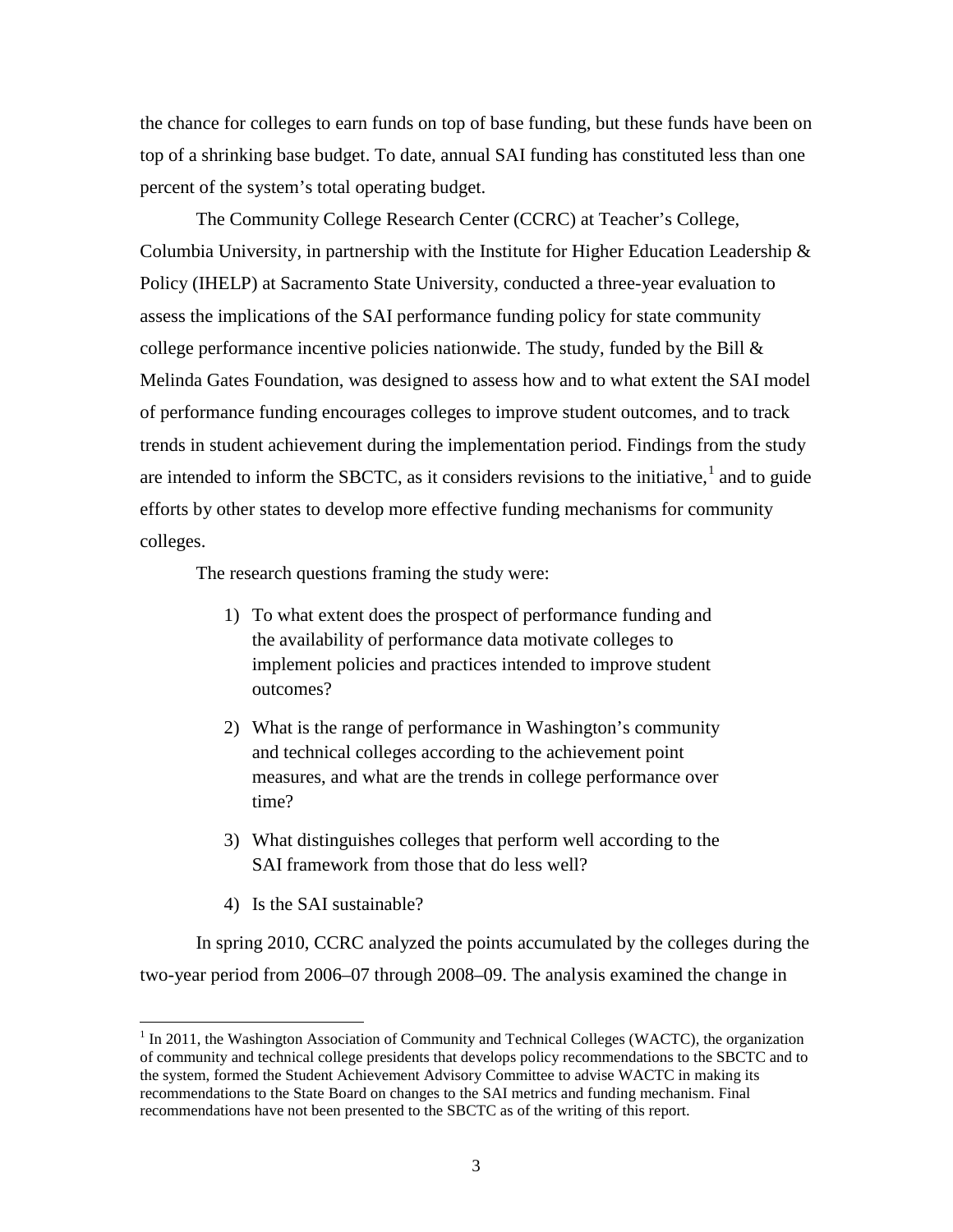the chance for colleges to earn funds on top of base funding, but these funds have been on top of a shrinking base budget. To date, annual SAI funding has constituted less than one percent of the system's total operating budget.

The Community College Research Center (CCRC) at Teacher's College, Columbia University, in partnership with the Institute for Higher Education Leadership & Policy (IHELP) at Sacramento State University, conducted a three-year evaluation to assess the implications of the SAI performance funding policy for state community college performance incentive policies nationwide. The study, funded by the Bill & Melinda Gates Foundation, was designed to assess how and to what extent the SAI model of performance funding encourages colleges to improve student outcomes, and to track trends in student achievement during the implementation period. Findings from the study are intended to inform the SBCTC, as it considers revisions to the initiative,[1] and to guide efforts by other states to develop more effective funding mechanisms for community colleges.

The research questions framing the study were:

1) To what extent does the prospect of performance funding and the availability of performance data motivate colleges to implement policies and practices intended to improve student outcomes?
2) What is the range of performance in Washington's community and technical colleges according to the achievement point measures, and what are the trends in college performance over time?
3) What distinguishes colleges that perform well according to the SAI framework from those that do less well?
4) Is the SAI sustainable?

In spring 2010, CCRC analyzed the points accumulated by the colleges during the two-year period from 2006–07 through 2008–09. The analysis examined the change in

[1] In 2011, the Washington Association of Community and Technical Colleges (WACTC), the organization of community and technical college presidents that develops policy recommendations to the SBCTC and to the system, formed the Student Achievement Advisory Committee to advise WACTC in making its recommendations to the State Board on changes to the SAI metrics and funding mechanism. Final recommendations have not been presented to the SBCTC as of the writing of this report.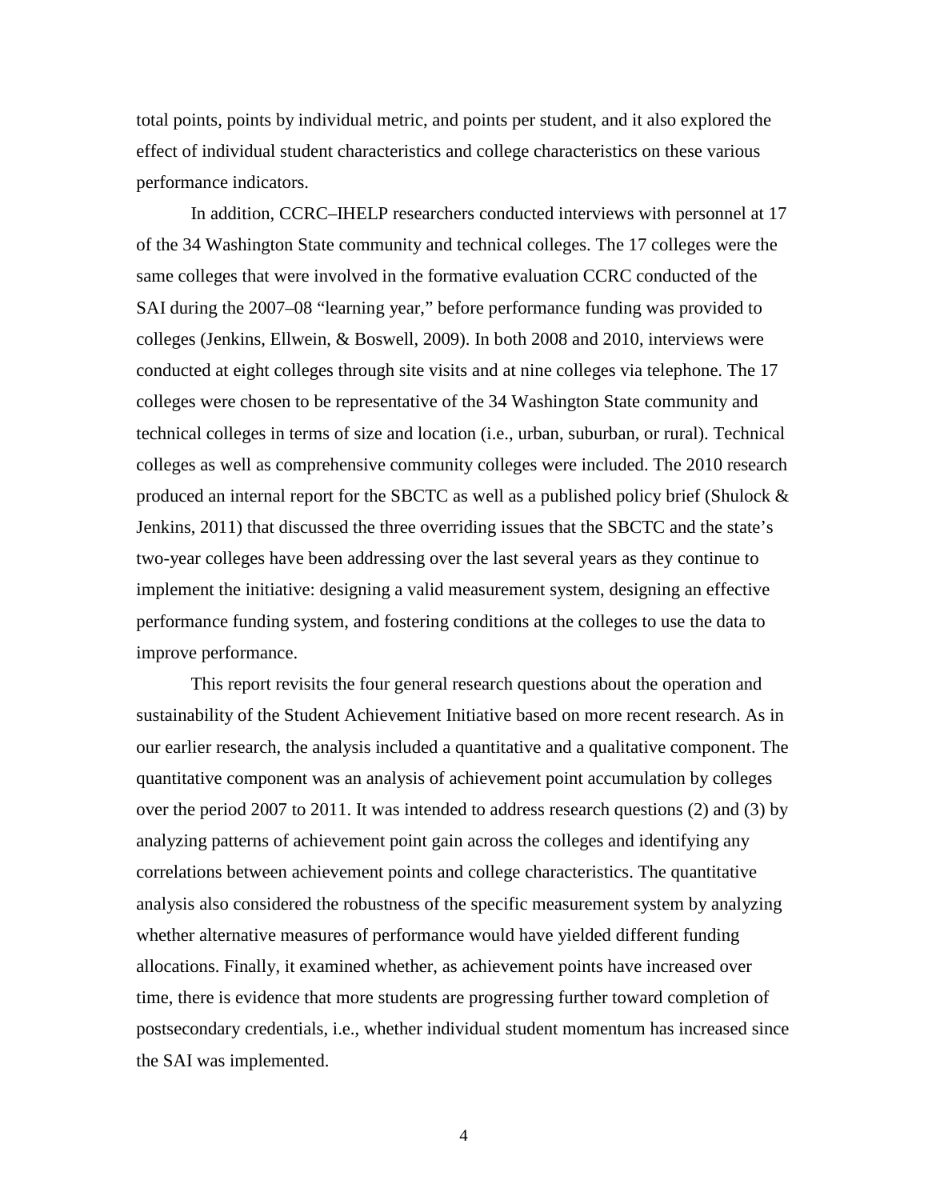total points, points by individual metric, and points per student, and it also explored the effect of individual student characteristics and college characteristics on these various performance indicators.

In addition, CCRC–IHELP researchers conducted interviews with personnel at 17 of the 34 Washington State community and technical colleges. The 17 colleges were the same colleges that were involved in the formative evaluation CCRC conducted of the SAI during the 2007–08 "learning year," before performance funding was provided to colleges (Jenkins, Ellwein, & Boswell, 2009). In both 2008 and 2010, interviews were conducted at eight colleges through site visits and at nine colleges via telephone. The 17 colleges were chosen to be representative of the 34 Washington State community and technical colleges in terms of size and location (i.e., urban, suburban, or rural). Technical colleges as well as comprehensive community colleges were included. The 2010 research produced an internal report for the SBCTC as well as a published policy brief (Shulock & Jenkins, 2011) that discussed the three overriding issues that the SBCTC and the state's two-year colleges have been addressing over the last several years as they continue to implement the initiative: designing a valid measurement system, designing an effective performance funding system, and fostering conditions at the colleges to use the data to improve performance.

This report revisits the four general research questions about the operation and sustainability of the Student Achievement Initiative based on more recent research. As in our earlier research, the analysis included a quantitative and a qualitative component. The quantitative component was an analysis of achievement point accumulation by colleges over the period 2007 to 2011. It was intended to address research questions (2) and (3) by analyzing patterns of achievement point gain across the colleges and identifying any correlations between achievement points and college characteristics. The quantitative analysis also considered the robustness of the specific measurement system by analyzing whether alternative measures of performance would have yielded different funding allocations. Finally, it examined whether, as achievement points have increased over time, there is evidence that more students are progressing further toward completion of postsecondary credentials, i.e., whether individual student momentum has increased since the SAI was implemented.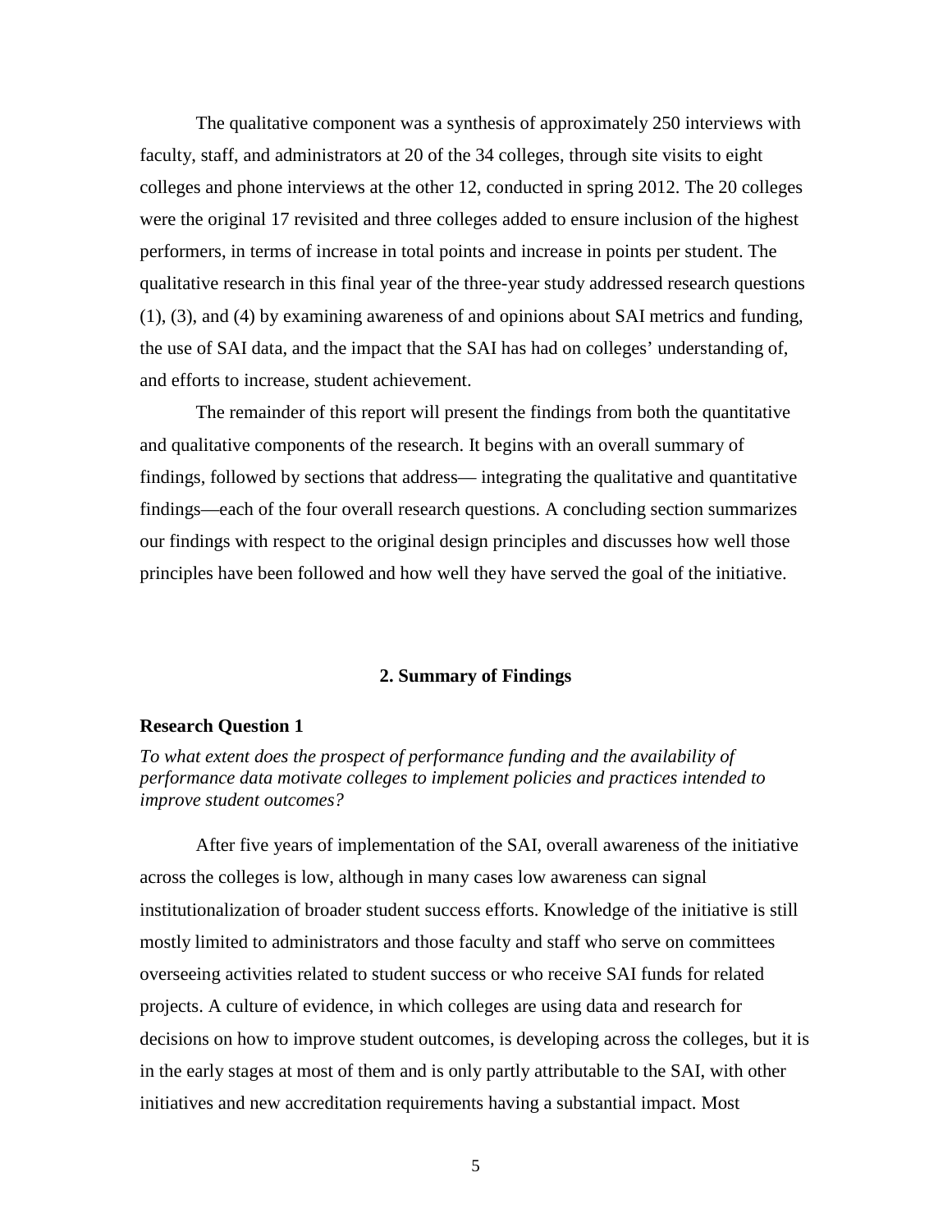The qualitative component was a synthesis of approximately 250 interviews with faculty, staff, and administrators at 20 of the 34 colleges, through site visits to eight colleges and phone interviews at the other 12, conducted in spring 2012. The 20 colleges were the original 17 revisited and three colleges added to ensure inclusion of the highest performers, in terms of increase in total points and increase in points per student. The qualitative research in this final year of the three-year study addressed research questions (1), (3), and (4) by examining awareness of and opinions about SAI metrics and funding, the use of SAI data, and the impact that the SAI has had on colleges' understanding of, and efforts to increase, student achievement.

The remainder of this report will present the findings from both the quantitative and qualitative components of the research. It begins with an overall summary of findings, followed by sections that address— integrating the qualitative and quantitative findings—each of the four overall research questions. A concluding section summarizes our findings with respect to the original design principles and discusses how well those principles have been followed and how well they have served the goal of the initiative.

## 2. Summary of Findings

### Research Question 1

*To what extent does the prospect of performance funding and the availability of performance data motivate colleges to implement policies and practices intended to improve student outcomes?*

After five years of implementation of the SAI, overall awareness of the initiative across the colleges is low, although in many cases low awareness can signal institutionalization of broader student success efforts. Knowledge of the initiative is still mostly limited to administrators and those faculty and staff who serve on committees overseeing activities related to student success or who receive SAI funds for related projects. A culture of evidence, in which colleges are using data and research for decisions on how to improve student outcomes, is developing across the colleges, but it is in the early stages at most of them and is only partly attributable to the SAI, with other initiatives and new accreditation requirements having a substantial impact. Most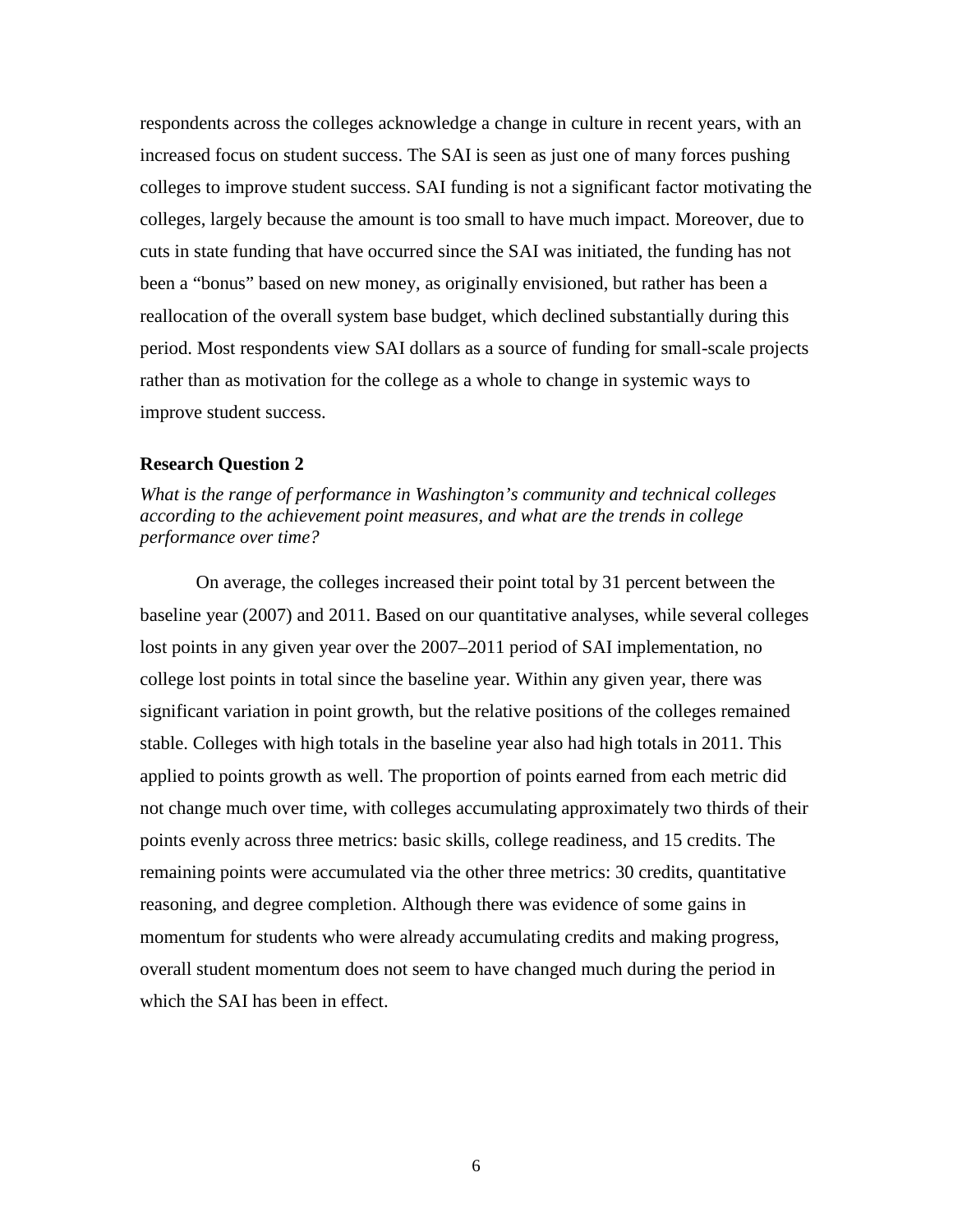respondents across the colleges acknowledge a change in culture in recent years, with an increased focus on student success. The SAI is seen as just one of many forces pushing colleges to improve student success. SAI funding is not a significant factor motivating the colleges, largely because the amount is too small to have much impact. Moreover, due to cuts in state funding that have occurred since the SAI was initiated, the funding has not been a "bonus" based on new money, as originally envisioned, but rather has been a reallocation of the overall system base budget, which declined substantially during this period. Most respondents view SAI dollars as a source of funding for small-scale projects rather than as motivation for the college as a whole to change in systemic ways to improve student success.

### Research Question 2

*What is the range of performance in Washington's community and technical colleges according to the achievement point measures, and what are the trends in college performance over time?*

On average, the colleges increased their point total by 31 percent between the baseline year (2007) and 2011. Based on our quantitative analyses, while several colleges lost points in any given year over the 2007–2011 period of SAI implementation, no college lost points in total since the baseline year. Within any given year, there was significant variation in point growth, but the relative positions of the colleges remained stable. Colleges with high totals in the baseline year also had high totals in 2011. This applied to points growth as well. The proportion of points earned from each metric did not change much over time, with colleges accumulating approximately two thirds of their points evenly across three metrics: basic skills, college readiness, and 15 credits. The remaining points were accumulated via the other three metrics: 30 credits, quantitative reasoning, and degree completion. Although there was evidence of some gains in momentum for students who were already accumulating credits and making progress, overall student momentum does not seem to have changed much during the period in which the SAI has been in effect.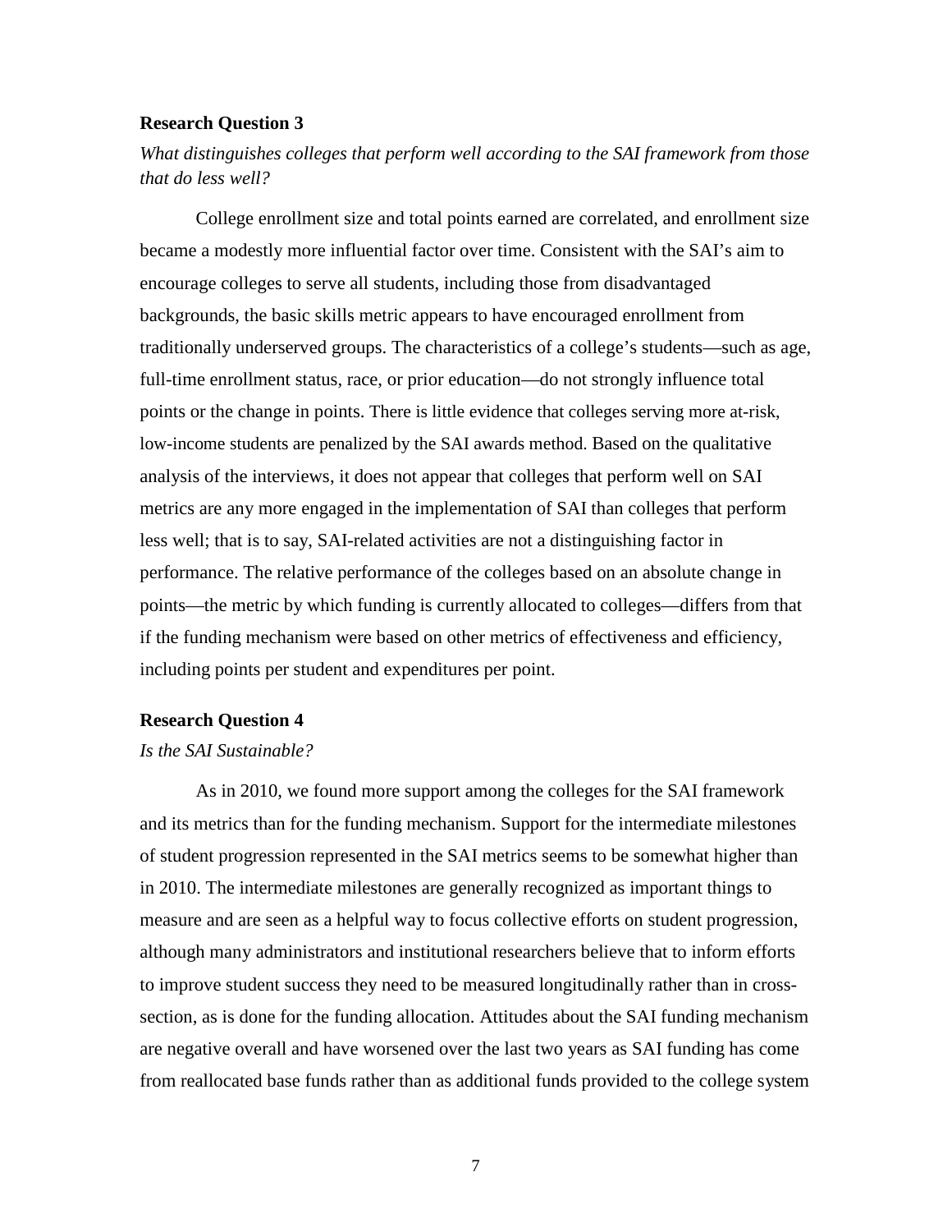### Research Question 3

*What distinguishes colleges that perform well according to the SAI framework from those that do less well?*

College enrollment size and total points earned are correlated, and enrollment size became a modestly more influential factor over time. Consistent with the SAI's aim to encourage colleges to serve all students, including those from disadvantaged backgrounds, the basic skills metric appears to have encouraged enrollment from traditionally underserved groups. The characteristics of a college's students—such as age, full-time enrollment status, race, or prior education—do not strongly influence total points or the change in points. There is little evidence that colleges serving more at-risk, low-income students are penalized by the SAI awards method. Based on the qualitative analysis of the interviews, it does not appear that colleges that perform well on SAI metrics are any more engaged in the implementation of SAI than colleges that perform less well; that is to say, SAI-related activities are not a distinguishing factor in performance. The relative performance of the colleges based on an absolute change in points—the metric by which funding is currently allocated to colleges—differs from that if the funding mechanism were based on other metrics of effectiveness and efficiency, including points per student and expenditures per point.

### Research Question 4

*Is the SAI Sustainable?*

As in 2010, we found more support among the colleges for the SAI framework and its metrics than for the funding mechanism. Support for the intermediate milestones of student progression represented in the SAI metrics seems to be somewhat higher than in 2010. The intermediate milestones are generally recognized as important things to measure and are seen as a helpful way to focus collective efforts on student progression, although many administrators and institutional researchers believe that to inform efforts to improve student success they need to be measured longitudinally rather than in cross-section, as is done for the funding allocation. Attitudes about the SAI funding mechanism are negative overall and have worsened over the last two years as SAI funding has come from reallocated base funds rather than as additional funds provided to the college system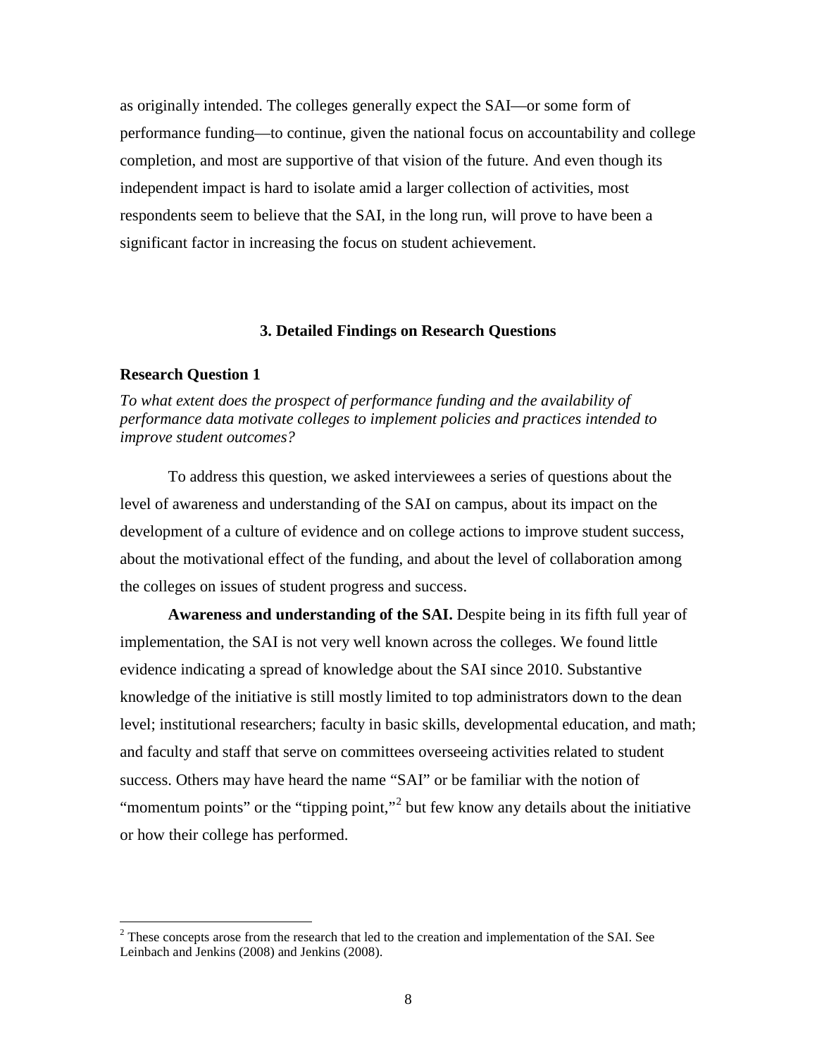as originally intended. The colleges generally expect the SAI—or some form of performance funding—to continue, given the national focus on accountability and college completion, and most are supportive of that vision of the future. And even though its independent impact is hard to isolate amid a larger collection of activities, most respondents seem to believe that the SAI, in the long run, will prove to have been a significant factor in increasing the focus on student achievement.

## 3. Detailed Findings on Research Questions

### Research Question 1

*To what extent does the prospect of performance funding and the availability of performance data motivate colleges to implement policies and practices intended to improve student outcomes?*

To address this question, we asked interviewees a series of questions about the level of awareness and understanding of the SAI on campus, about its impact on the development of a culture of evidence and on college actions to improve student success, about the motivational effect of the funding, and about the level of collaboration among the colleges on issues of student progress and success.

**Awareness and understanding of the SAI.** Despite being in its fifth full year of implementation, the SAI is not very well known across the colleges. We found little evidence indicating a spread of knowledge about the SAI since 2010. Substantive knowledge of the initiative is still mostly limited to top administrators down to the dean level; institutional researchers; faculty in basic skills, developmental education, and math; and faculty and staff that serve on committees overseeing activities related to student success. Others may have heard the name "SAI" or be familiar with the notion of "momentum points" or the "tipping point,"[2] but few know any details about the initiative or how their college has performed.

[2] These concepts arose from the research that led to the creation and implementation of the SAI. See Leinbach and Jenkins (2008) and Jenkins (2008).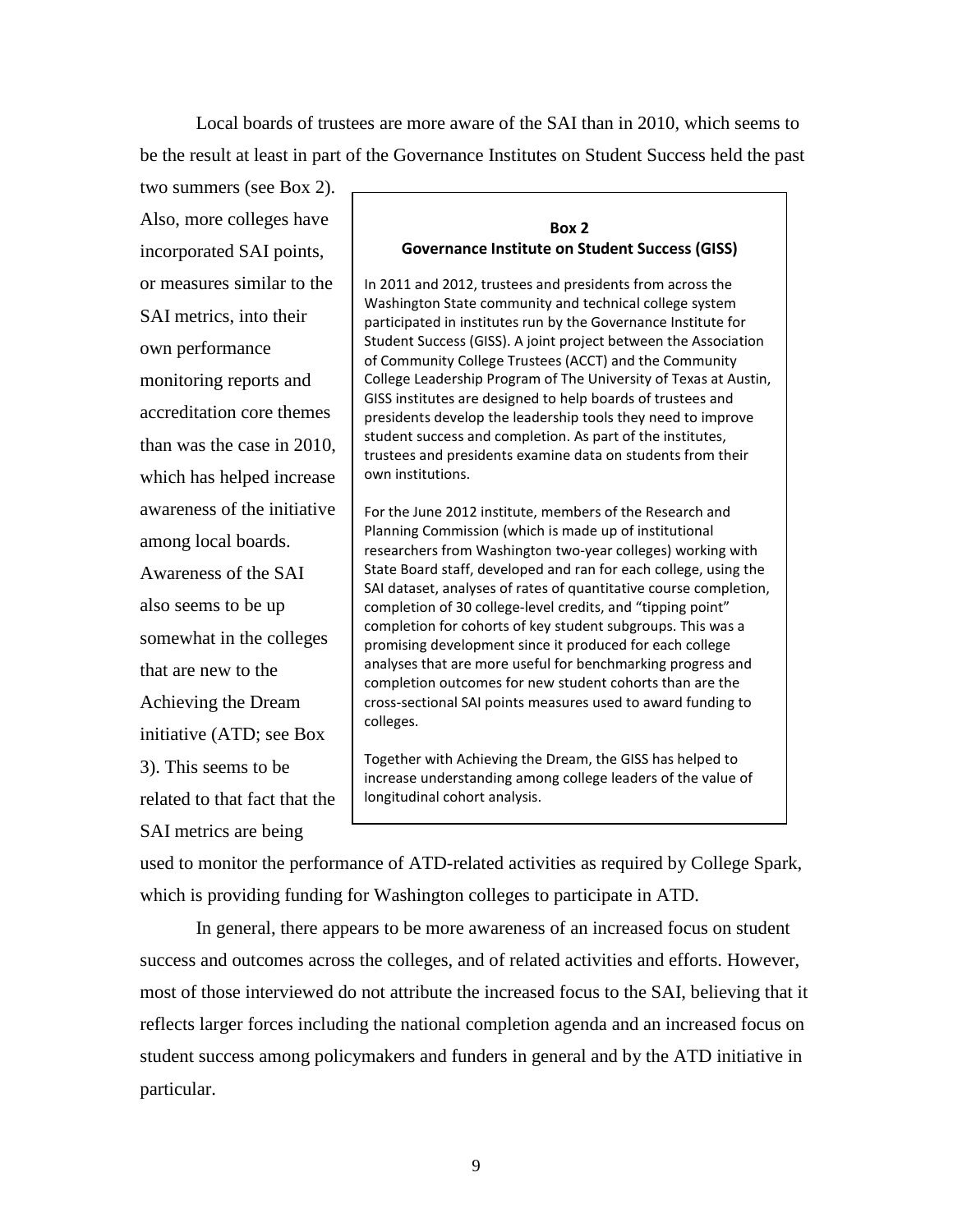Local boards of trustees are more aware of the SAI than in 2010, which seems to be the result at least in part of the Governance Institutes on Student Success held the past two summers (see Box 2). Also, more colleges have incorporated SAI points, or measures similar to the SAI metrics, into their own performance monitoring reports and accreditation core themes than was the case in 2010, which has helped increase awareness of the initiative among local boards. Awareness of the SAI also seems to be up somewhat in the colleges that are new to the Achieving the Dream initiative (ATD; see Box 3). This seems to be related to that fact that the SAI metrics are being used to monitor the performance of ATD-related activities as required by College Spark, which is providing funding for Washington colleges to participate in ATD.

> **Box 2**
> **Governance Institute on Student Success (GISS)**
>
> In 2011 and 2012, trustees and presidents from across the Washington State community and technical college system participated in institutes run by the Governance Institute for Student Success (GISS). A joint project between the Association of Community College Trustees (ACCT) and the Community College Leadership Program of The University of Texas at Austin, GISS institutes are designed to help boards of trustees and presidents develop the leadership tools they need to improve student success and completion. As part of the institutes, trustees and presidents examine data on students from their own institutions.
>
> For the June 2012 institute, members of the Research and Planning Commission (which is made up of institutional researchers from Washington two-year colleges) working with State Board staff, developed and ran for each college, using the SAI dataset, analyses of rates of quantitative course completion, completion of 30 college-level credits, and "tipping point" completion for cohorts of key student subgroups. This was a promising development since it produced for each college analyses that are more useful for benchmarking progress and completion outcomes for new student cohorts than are the cross-sectional SAI points measures used to award funding to colleges.
>
> Together with Achieving the Dream, the GISS has helped to increase understanding among college leaders of the value of longitudinal cohort analysis.

In general, there appears to be more awareness of an increased focus on student success and outcomes across the colleges, and of related activities and efforts. However, most of those interviewed do not attribute the increased focus to the SAI, believing that it reflects larger forces including the national completion agenda and an increased focus on student success among policymakers and funders in general and by the ATD initiative in particular.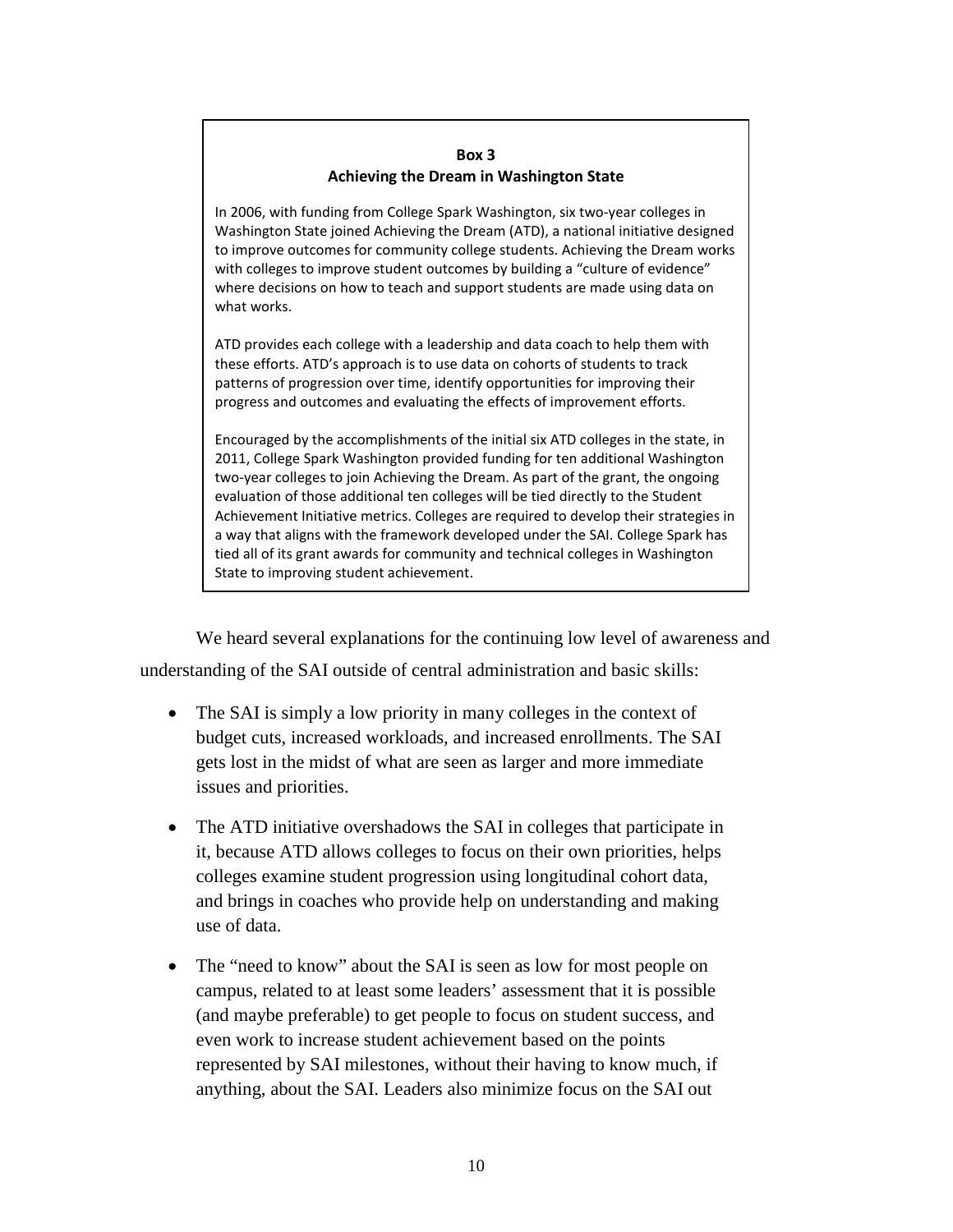**Box 3**
**Achieving the Dream in Washington State**

In 2006, with funding from College Spark Washington, six two-year colleges in Washington State joined Achieving the Dream (ATD), a national initiative designed to improve outcomes for community college students. Achieving the Dream works with colleges to improve student outcomes by building a "culture of evidence" where decisions on how to teach and support students are made using data on what works.

ATD provides each college with a leadership and data coach to help them with these efforts. ATD's approach is to use data on cohorts of students to track patterns of progression over time, identify opportunities for improving their progress and outcomes and evaluating the effects of improvement efforts.

Encouraged by the accomplishments of the initial six ATD colleges in the state, in 2011, College Spark Washington provided funding for ten additional Washington two-year colleges to join Achieving the Dream. As part of the grant, the ongoing evaluation of those additional ten colleges will be tied directly to the Student Achievement Initiative metrics. Colleges are required to develop their strategies in a way that aligns with the framework developed under the SAI. College Spark has tied all of its grant awards for community and technical colleges in Washington State to improving student achievement.

We heard several explanations for the continuing low level of awareness and understanding of the SAI outside of central administration and basic skills:

- The SAI is simply a low priority in many colleges in the context of budget cuts, increased workloads, and increased enrollments. The SAI gets lost in the midst of what are seen as larger and more immediate issues and priorities.
- The ATD initiative overshadows the SAI in colleges that participate in it, because ATD allows colleges to focus on their own priorities, helps colleges examine student progression using longitudinal cohort data, and brings in coaches who provide help on understanding and making use of data.
- The "need to know" about the SAI is seen as low for most people on campus, related to at least some leaders' assessment that it is possible (and maybe preferable) to get people to focus on student success, and even work to increase student achievement based on the points represented by SAI milestones, without their having to know much, if anything, about the SAI. Leaders also minimize focus on the SAI out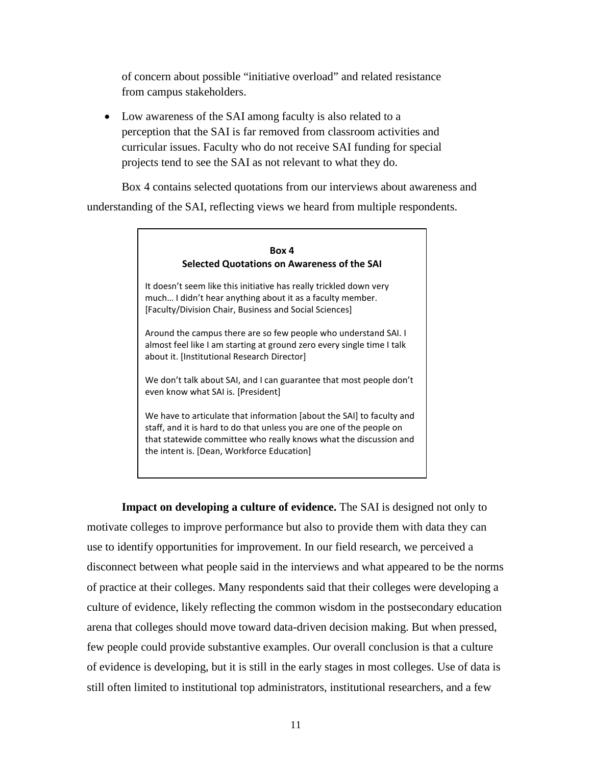of concern about possible "initiative overload" and related resistance from campus stakeholders.

- Low awareness of the SAI among faculty is also related to a perception that the SAI is far removed from classroom activities and curricular issues. Faculty who do not receive SAI funding for special projects tend to see the SAI as not relevant to what they do.

Box 4 contains selected quotations from our interviews about awareness and understanding of the SAI, reflecting views we heard from multiple respondents.

> **Box 4**
> **Selected Quotations on Awareness of the SAI**
>
> It doesn't seem like this initiative has really trickled down very much… I didn't hear anything about it as a faculty member. [Faculty/Division Chair, Business and Social Sciences]
>
> Around the campus there are so few people who understand SAI. I almost feel like I am starting at ground zero every single time I talk about it. [Institutional Research Director]
>
> We don't talk about SAI, and I can guarantee that most people don't even know what SAI is. [President]
>
> We have to articulate that information [about the SAI] to faculty and staff, and it is hard to do that unless you are one of the people on that statewide committee who really knows what the discussion and the intent is. [Dean, Workforce Education]

**Impact on developing a culture of evidence.** The SAI is designed not only to motivate colleges to improve performance but also to provide them with data they can use to identify opportunities for improvement. In our field research, we perceived a disconnect between what people said in the interviews and what appeared to be the norms of practice at their colleges. Many respondents said that their colleges were developing a culture of evidence, likely reflecting the common wisdom in the postsecondary education arena that colleges should move toward data-driven decision making. But when pressed, few people could provide substantive examples. Our overall conclusion is that a culture of evidence is developing, but it is still in the early stages in most colleges. Use of data is still often limited to institutional top administrators, institutional researchers, and a few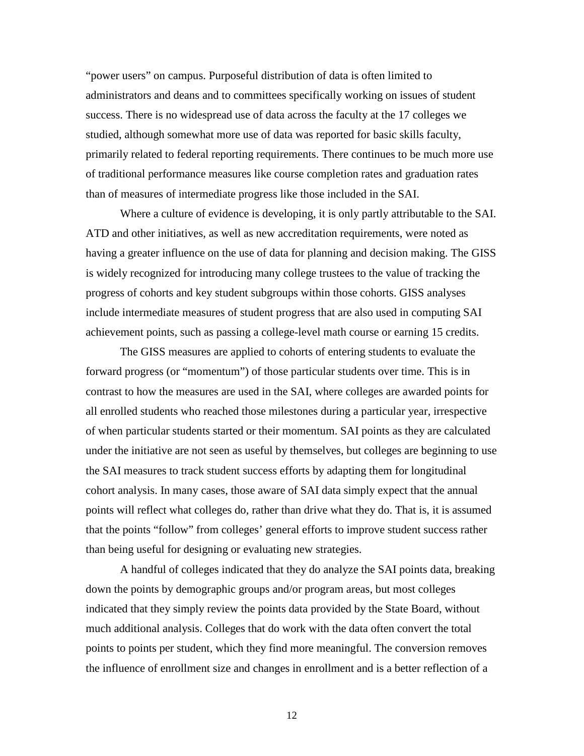"power users" on campus. Purposeful distribution of data is often limited to administrators and deans and to committees specifically working on issues of student success. There is no widespread use of data across the faculty at the 17 colleges we studied, although somewhat more use of data was reported for basic skills faculty, primarily related to federal reporting requirements. There continues to be much more use of traditional performance measures like course completion rates and graduation rates than of measures of intermediate progress like those included in the SAI.

Where a culture of evidence is developing, it is only partly attributable to the SAI. ATD and other initiatives, as well as new accreditation requirements, were noted as having a greater influence on the use of data for planning and decision making. The GISS is widely recognized for introducing many college trustees to the value of tracking the progress of cohorts and key student subgroups within those cohorts. GISS analyses include intermediate measures of student progress that are also used in computing SAI achievement points, such as passing a college-level math course or earning 15 credits.

The GISS measures are applied to cohorts of entering students to evaluate the forward progress (or "momentum") of those particular students over time. This is in contrast to how the measures are used in the SAI, where colleges are awarded points for all enrolled students who reached those milestones during a particular year, irrespective of when particular students started or their momentum. SAI points as they are calculated under the initiative are not seen as useful by themselves, but colleges are beginning to use the SAI measures to track student success efforts by adapting them for longitudinal cohort analysis. In many cases, those aware of SAI data simply expect that the annual points will reflect what colleges do, rather than drive what they do. That is, it is assumed that the points "follow" from colleges' general efforts to improve student success rather than being useful for designing or evaluating new strategies.

A handful of colleges indicated that they do analyze the SAI points data, breaking down the points by demographic groups and/or program areas, but most colleges indicated that they simply review the points data provided by the State Board, without much additional analysis. Colleges that do work with the data often convert the total points to points per student, which they find more meaningful. The conversion removes the influence of enrollment size and changes in enrollment and is a better reflection of a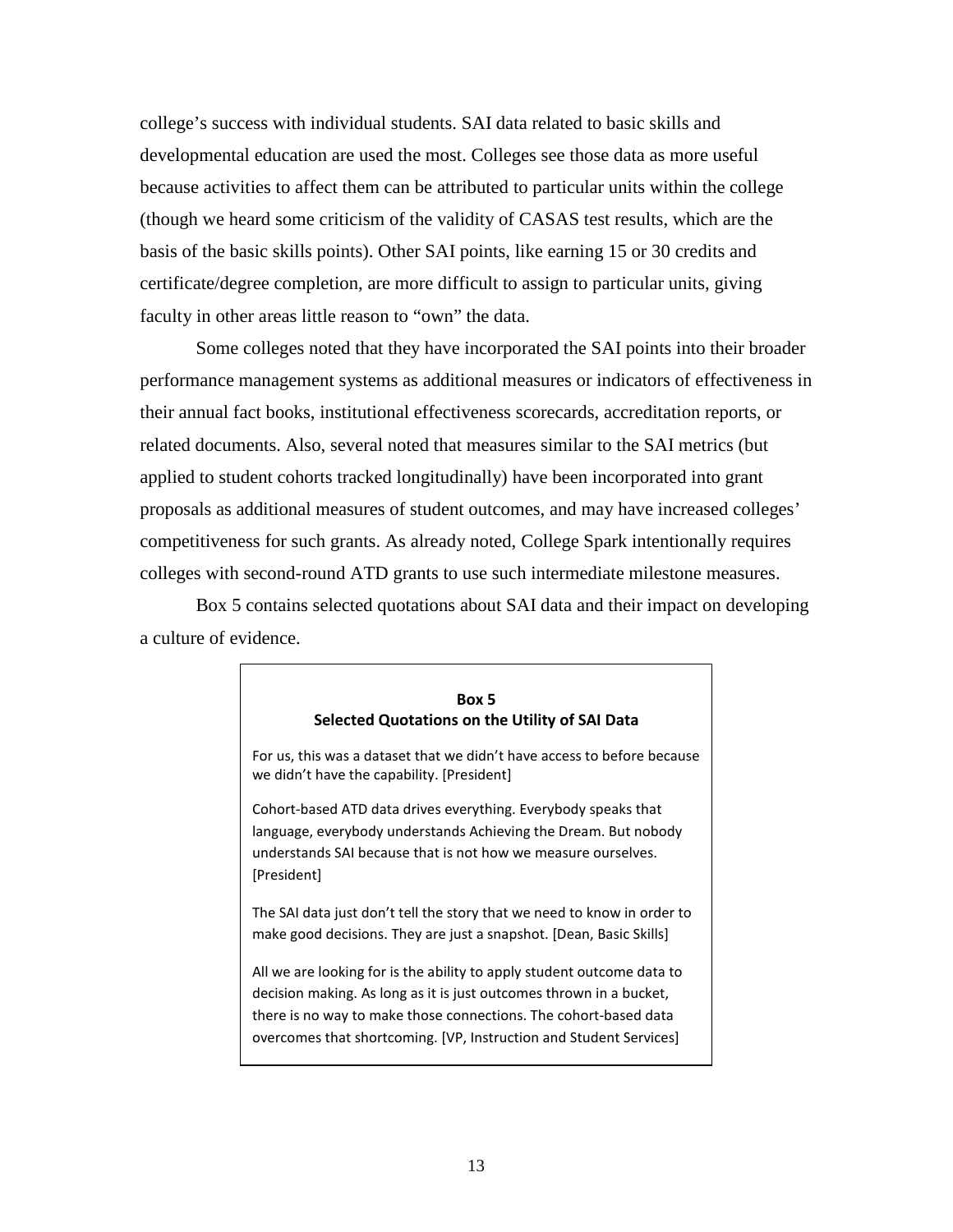college's success with individual students. SAI data related to basic skills and developmental education are used the most. Colleges see those data as more useful because activities to affect them can be attributed to particular units within the college (though we heard some criticism of the validity of CASAS test results, which are the basis of the basic skills points). Other SAI points, like earning 15 or 30 credits and certificate/degree completion, are more difficult to assign to particular units, giving faculty in other areas little reason to "own" the data.

Some colleges noted that they have incorporated the SAI points into their broader performance management systems as additional measures or indicators of effectiveness in their annual fact books, institutional effectiveness scorecards, accreditation reports, or related documents. Also, several noted that measures similar to the SAI metrics (but applied to student cohorts tracked longitudinally) have been incorporated into grant proposals as additional measures of student outcomes, and may have increased colleges' competitiveness for such grants. As already noted, College Spark intentionally requires colleges with second-round ATD grants to use such intermediate milestone measures.

Box 5 contains selected quotations about SAI data and their impact on developing a culture of evidence.

**Box 5**
**Selected Quotations on the Utility of SAI Data**

For us, this was a dataset that we didn't have access to before because we didn't have the capability. [President]

Cohort-based ATD data drives everything. Everybody speaks that language, everybody understands Achieving the Dream. But nobody understands SAI because that is not how we measure ourselves. [President]

The SAI data just don't tell the story that we need to know in order to make good decisions. They are just a snapshot. [Dean, Basic Skills]

All we are looking for is the ability to apply student outcome data to decision making. As long as it is just outcomes thrown in a bucket, there is no way to make those connections. The cohort-based data overcomes that shortcoming. [VP, Instruction and Student Services]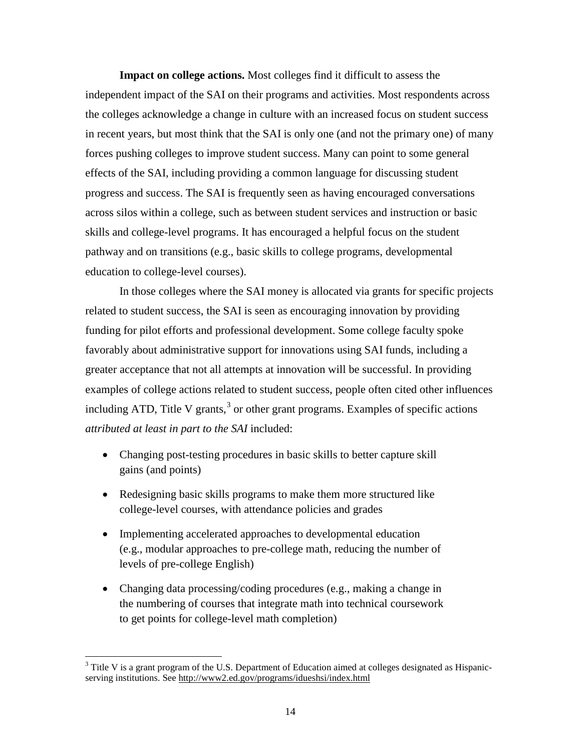**Impact on college actions.** Most colleges find it difficult to assess the independent impact of the SAI on their programs and activities. Most respondents across the colleges acknowledge a change in culture with an increased focus on student success in recent years, but most think that the SAI is only one (and not the primary one) of many forces pushing colleges to improve student success. Many can point to some general effects of the SAI, including providing a common language for discussing student progress and success. The SAI is frequently seen as having encouraged conversations across silos within a college, such as between student services and instruction or basic skills and college-level programs. It has encouraged a helpful focus on the student pathway and on transitions (e.g., basic skills to college programs, developmental education to college-level courses).

In those colleges where the SAI money is allocated via grants for specific projects related to student success, the SAI is seen as encouraging innovation by providing funding for pilot efforts and professional development. Some college faculty spoke favorably about administrative support for innovations using SAI funds, including a greater acceptance that not all attempts at innovation will be successful. In providing examples of college actions related to student success, people often cited other influences including ATD, Title V grants,[3] or other grant programs. Examples of specific actions *attributed at least in part to the SAI* included:

- Changing post-testing procedures in basic skills to better capture skill gains (and points)
- Redesigning basic skills programs to make them more structured like college-level courses, with attendance policies and grades
- Implementing accelerated approaches to developmental education (e.g., modular approaches to pre-college math, reducing the number of levels of pre-college English)
- Changing data processing/coding procedures (e.g., making a change in the numbering of courses that integrate math into technical coursework to get points for college-level math completion)

[3] Title V is a grant program of the U.S. Department of Education aimed at colleges designated as Hispanic-serving institutions. See http://www2.ed.gov/programs/idueshsi/index.html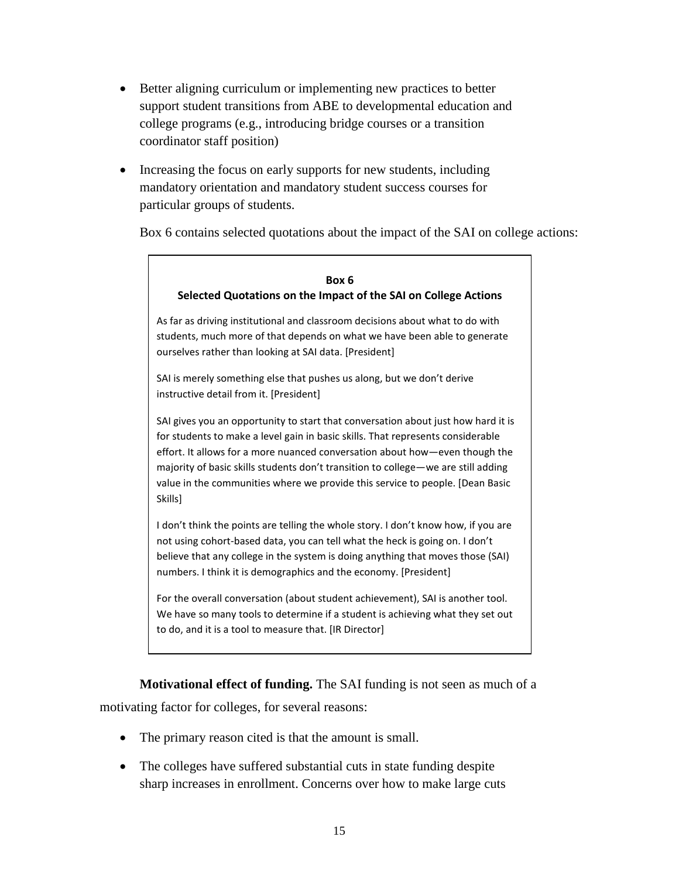- Better aligning curriculum or implementing new practices to better support student transitions from ABE to developmental education and college programs (e.g., introducing bridge courses or a transition coordinator staff position)
- Increasing the focus on early supports for new students, including mandatory orientation and mandatory student success courses for particular groups of students.

Box 6 contains selected quotations about the impact of the SAI on college actions:

> **Box 6**
> **Selected Quotations on the Impact of the SAI on College Actions**
>
> As far as driving institutional and classroom decisions about what to do with students, much more of that depends on what we have been able to generate ourselves rather than looking at SAI data. [President]
>
> SAI is merely something else that pushes us along, but we don't derive instructive detail from it. [President]
>
> SAI gives you an opportunity to start that conversation about just how hard it is for students to make a level gain in basic skills. That represents considerable effort. It allows for a more nuanced conversation about how—even though the majority of basic skills students don't transition to college—we are still adding value in the communities where we provide this service to people. [Dean Basic Skills]
>
> I don't think the points are telling the whole story. I don't know how, if you are not using cohort-based data, you can tell what the heck is going on. I don't believe that any college in the system is doing anything that moves those (SAI) numbers. I think it is demographics and the economy. [President]
>
> For the overall conversation (about student achievement), SAI is another tool. We have so many tools to determine if a student is achieving what they set out to do, and it is a tool to measure that. [IR Director]

**Motivational effect of funding.** The SAI funding is not seen as much of a motivating factor for colleges, for several reasons:

- The primary reason cited is that the amount is small.
- The colleges have suffered substantial cuts in state funding despite sharp increases in enrollment. Concerns over how to make large cuts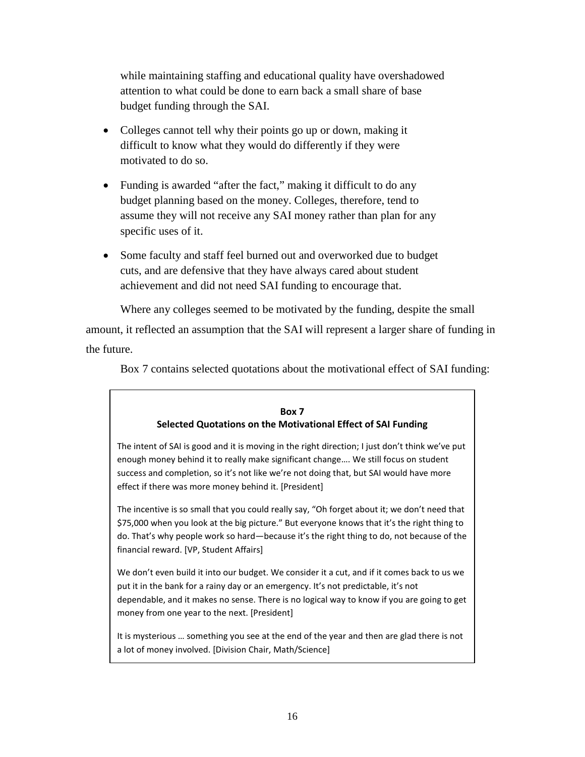while maintaining staffing and educational quality have overshadowed attention to what could be done to earn back a small share of base budget funding through the SAI.

- Colleges cannot tell why their points go up or down, making it difficult to know what they would do differently if they were motivated to do so.
- Funding is awarded "after the fact," making it difficult to do any budget planning based on the money. Colleges, therefore, tend to assume they will not receive any SAI money rather than plan for any specific uses of it.
- Some faculty and staff feel burned out and overworked due to budget cuts, and are defensive that they have always cared about student achievement and did not need SAI funding to encourage that.

Where any colleges seemed to be motivated by the funding, despite the small amount, it reflected an assumption that the SAI will represent a larger share of funding in the future.

Box 7 contains selected quotations about the motivational effect of SAI funding:

**Box 7**
**Selected Quotations on the Motivational Effect of SAI Funding**

The intent of SAI is good and it is moving in the right direction; I just don't think we've put enough money behind it to really make significant change…. We still focus on student success and completion, so it's not like we're not doing that, but SAI would have more effect if there was more money behind it. [President]

The incentive is so small that you could really say, "Oh forget about it; we don't need that $75,000 when you look at the big picture." But everyone knows that it's the right thing to do. That's why people work so hard—because it's the right thing to do, not because of the financial reward. [VP, Student Affairs]

We don't even build it into our budget. We consider it a cut, and if it comes back to us we put it in the bank for a rainy day or an emergency. It's not predictable, it's not dependable, and it makes no sense. There is no logical way to know if you are going to get money from one year to the next. [President]

It is mysterious … something you see at the end of the year and then are glad there is not a lot of money involved. [Division Chair, Math/Science]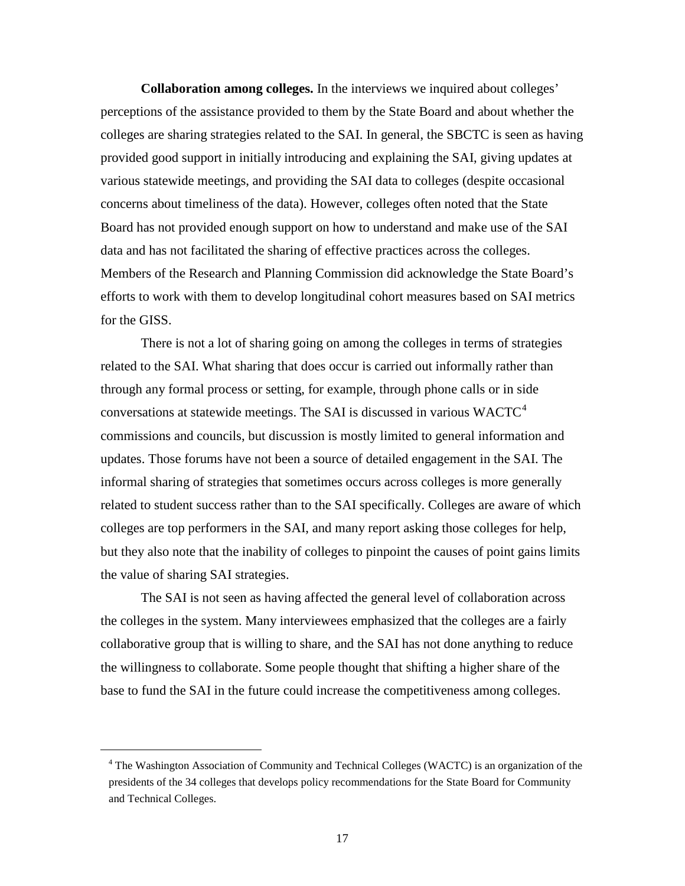**Collaboration among colleges.** In the interviews we inquired about colleges' perceptions of the assistance provided to them by the State Board and about whether the colleges are sharing strategies related to the SAI. In general, the SBCTC is seen as having provided good support in initially introducing and explaining the SAI, giving updates at various statewide meetings, and providing the SAI data to colleges (despite occasional concerns about timeliness of the data). However, colleges often noted that the State Board has not provided enough support on how to understand and make use of the SAI data and has not facilitated the sharing of effective practices across the colleges. Members of the Research and Planning Commission did acknowledge the State Board's efforts to work with them to develop longitudinal cohort measures based on SAI metrics for the GISS.

There is not a lot of sharing going on among the colleges in terms of strategies related to the SAI. What sharing that does occur is carried out informally rather than through any formal process or setting, for example, through phone calls or in side conversations at statewide meetings. The SAI is discussed in various WACTC[4] commissions and councils, but discussion is mostly limited to general information and updates. Those forums have not been a source of detailed engagement in the SAI. The informal sharing of strategies that sometimes occurs across colleges is more generally related to student success rather than to the SAI specifically. Colleges are aware of which colleges are top performers in the SAI, and many report asking those colleges for help, but they also note that the inability of colleges to pinpoint the causes of point gains limits the value of sharing SAI strategies.

The SAI is not seen as having affected the general level of collaboration across the colleges in the system. Many interviewees emphasized that the colleges are a fairly collaborative group that is willing to share, and the SAI has not done anything to reduce the willingness to collaborate. Some people thought that shifting a higher share of the base to fund the SAI in the future could increase the competitiveness among colleges.

[4] The Washington Association of Community and Technical Colleges (WACTC) is an organization of the presidents of the 34 colleges that develops policy recommendations for the State Board for Community and Technical Colleges.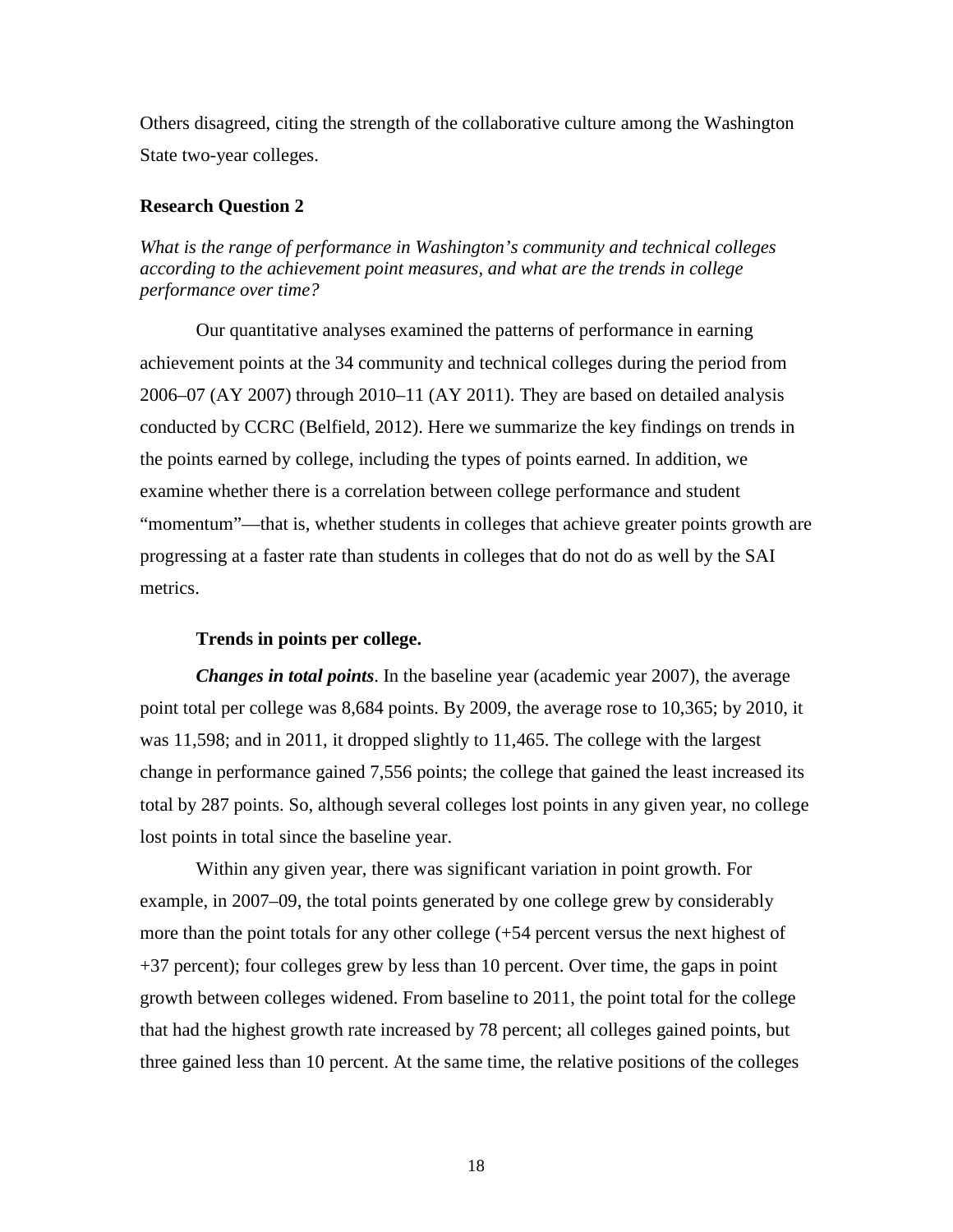Others disagreed, citing the strength of the collaborative culture among the Washington State two-year colleges.

### Research Question 2

*What is the range of performance in Washington's community and technical colleges according to the achievement point measures, and what are the trends in college performance over time?*

Our quantitative analyses examined the patterns of performance in earning achievement points at the 34 community and technical colleges during the period from 2006–07 (AY 2007) through 2010–11 (AY 2011). They are based on detailed analysis conducted by CCRC (Belfield, 2012). Here we summarize the key findings on trends in the points earned by college, including the types of points earned. In addition, we examine whether there is a correlation between college performance and student "momentum"—that is, whether students in colleges that achieve greater points growth are progressing at a faster rate than students in colleges that do not do as well by the SAI metrics.

#### Trends in points per college.

***Changes in total points***. In the baseline year (academic year 2007), the average point total per college was 8,684 points. By 2009, the average rose to 10,365; by 2010, it was 11,598; and in 2011, it dropped slightly to 11,465. The college with the largest change in performance gained 7,556 points; the college that gained the least increased its total by 287 points. So, although several colleges lost points in any given year, no college lost points in total since the baseline year.

Within any given year, there was significant variation in point growth. For example, in 2007–09, the total points generated by one college grew by considerably more than the point totals for any other college (+54 percent versus the next highest of +37 percent); four colleges grew by less than 10 percent. Over time, the gaps in point growth between colleges widened. From baseline to 2011, the point total for the college that had the highest growth rate increased by 78 percent; all colleges gained points, but three gained less than 10 percent. At the same time, the relative positions of the colleges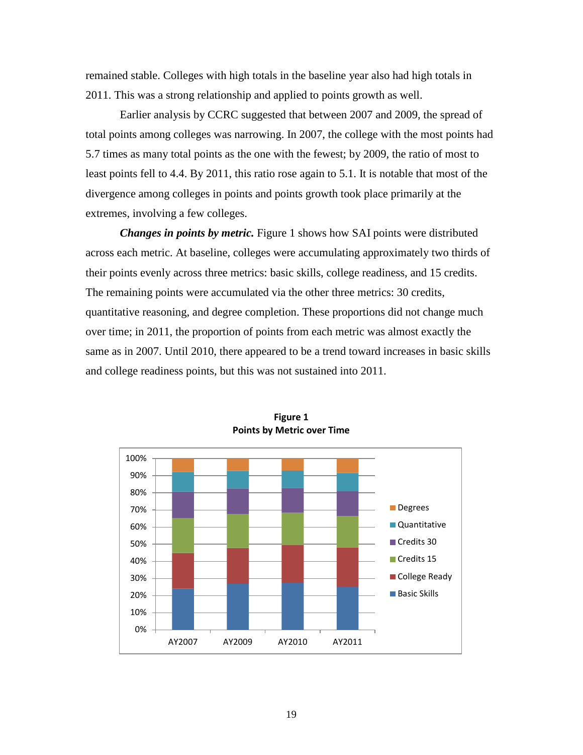remained stable. Colleges with high totals in the baseline year also had high totals in 2011. This was a strong relationship and applied to points growth as well.

Earlier analysis by CCRC suggested that between 2007 and 2009, the spread of total points among colleges was narrowing. In 2007, the college with the most points had 5.7 times as many total points as the one with the fewest; by 2009, the ratio of most to least points fell to 4.4. By 2011, this ratio rose again to 5.1. It is notable that most of the divergence among colleges in points and points growth took place primarily at the extremes, involving a few colleges.

***Changes in points by metric.*** Figure 1 shows how SAI points were distributed across each metric. At baseline, colleges were accumulating approximately two thirds of their points evenly across three metrics: basic skills, college readiness, and 15 credits. The remaining points were accumulated via the other three metrics: 30 credits, quantitative reasoning, and degree completion. These proportions did not change much over time; in 2011, the proportion of points from each metric was almost exactly the same as in 2007. Until 2010, there appeared to be a trend toward increases in basic skills and college readiness points, but this was not sustained into 2011.

**Figure 1**
**Points by Metric over Time**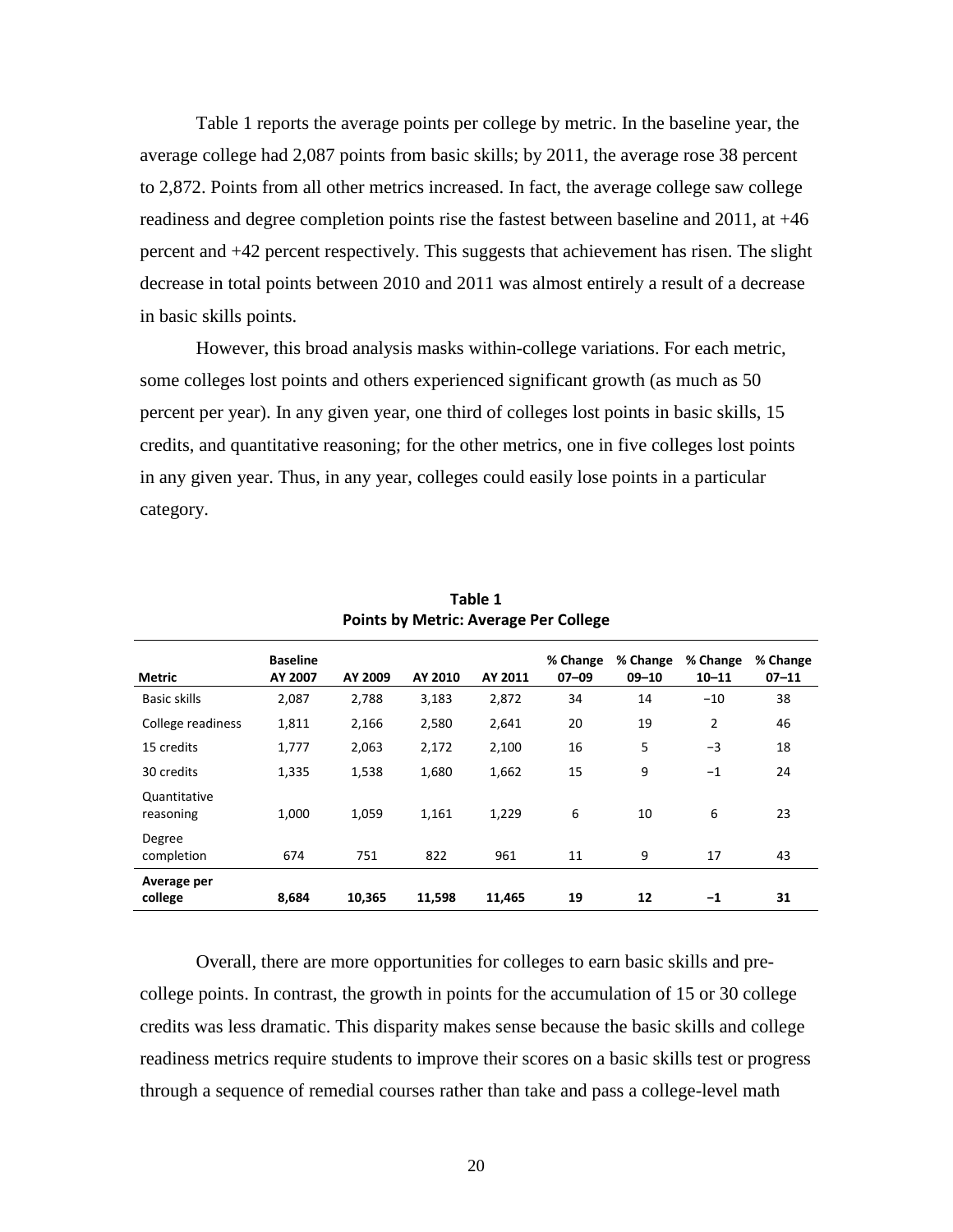Table 1 reports the average points per college by metric. In the baseline year, the average college had 2,087 points from basic skills; by 2011, the average rose 38 percent to 2,872. Points from all other metrics increased. In fact, the average college saw college readiness and degree completion points rise the fastest between baseline and 2011, at +46 percent and +42 percent respectively. This suggests that achievement has risen. The slight decrease in total points between 2010 and 2011 was almost entirely a result of a decrease in basic skills points.

However, this broad analysis masks within-college variations. For each metric, some colleges lost points and others experienced significant growth (as much as 50 percent per year). In any given year, one third of colleges lost points in basic skills, 15 credits, and quantitative reasoning; for the other metrics, one in five colleges lost points in any given year. Thus, in any year, colleges could easily lose points in a particular category.

**Table 1**
**Points by Metric: Average Per College**

| Metric | Baseline AY 2007 | AY 2009 | AY 2010 | AY 2011 | % Change 07–09 | % Change 09–10 | % Change 10–11 | % Change 07–11 |
|---|---|---|---|---|---|---|---|---|
| Basic skills | 2,087 | 2,788 | 3,183 | 2,872 | 34 | 14 | −10 | 38 |
| College readiness | 1,811 | 2,166 | 2,580 | 2,641 | 20 | 19 | 2 | 46 |
| 15 credits | 1,777 | 2,063 | 2,172 | 2,100 | 16 | 5 | −3 | 18 |
| 30 credits | 1,335 | 1,538 | 1,680 | 1,662 | 15 | 9 | −1 | 24 |
| Quantitative reasoning | 1,000 | 1,059 | 1,161 | 1,229 | 6 | 10 | 6 | 23 |
| Degree completion | 674 | 751 | 822 | 961 | 11 | 9 | 17 | 43 |
| **Average per college** | **8,684** | **10,365** | **11,598** | **11,465** | **19** | **12** | **−1** | **31** |

Overall, there are more opportunities for colleges to earn basic skills and pre-college points. In contrast, the growth in points for the accumulation of 15 or 30 college credits was less dramatic. This disparity makes sense because the basic skills and college readiness metrics require students to improve their scores on a basic skills test or progress through a sequence of remedial courses rather than take and pass a college-level math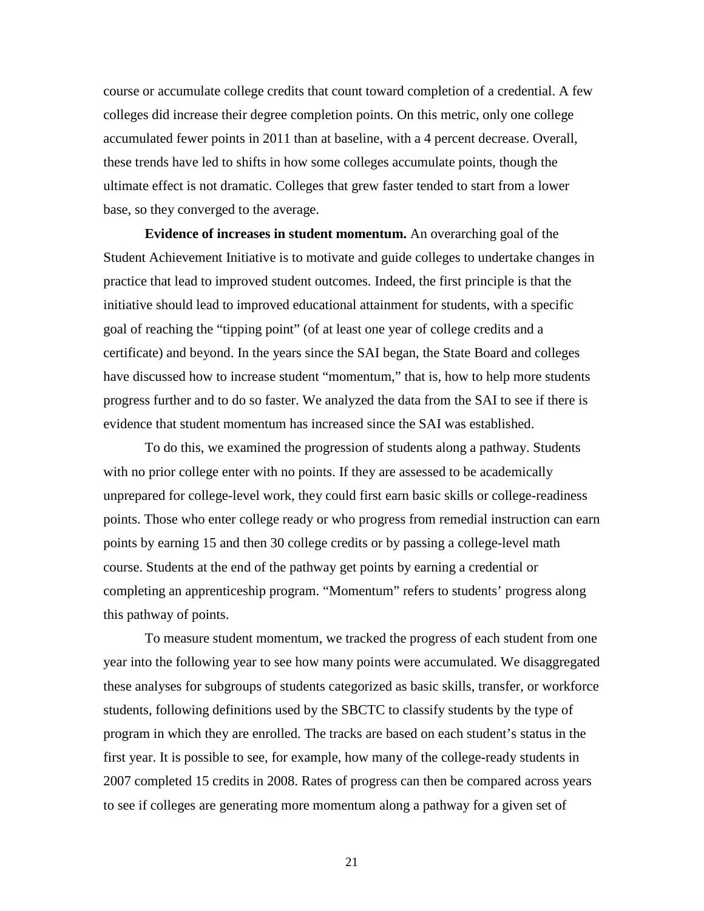course or accumulate college credits that count toward completion of a credential. A few colleges did increase their degree completion points. On this metric, only one college accumulated fewer points in 2011 than at baseline, with a 4 percent decrease. Overall, these trends have led to shifts in how some colleges accumulate points, though the ultimate effect is not dramatic. Colleges that grew faster tended to start from a lower base, so they converged to the average.

**Evidence of increases in student momentum.** An overarching goal of the Student Achievement Initiative is to motivate and guide colleges to undertake changes in practice that lead to improved student outcomes. Indeed, the first principle is that the initiative should lead to improved educational attainment for students, with a specific goal of reaching the "tipping point" (of at least one year of college credits and a certificate) and beyond. In the years since the SAI began, the State Board and colleges have discussed how to increase student "momentum," that is, how to help more students progress further and to do so faster. We analyzed the data from the SAI to see if there is evidence that student momentum has increased since the SAI was established.

To do this, we examined the progression of students along a pathway. Students with no prior college enter with no points. If they are assessed to be academically unprepared for college-level work, they could first earn basic skills or college-readiness points. Those who enter college ready or who progress from remedial instruction can earn points by earning 15 and then 30 college credits or by passing a college-level math course. Students at the end of the pathway get points by earning a credential or completing an apprenticeship program. "Momentum" refers to students' progress along this pathway of points.

To measure student momentum, we tracked the progress of each student from one year into the following year to see how many points were accumulated. We disaggregated these analyses for subgroups of students categorized as basic skills, transfer, or workforce students, following definitions used by the SBCTC to classify students by the type of program in which they are enrolled. The tracks are based on each student's status in the first year. It is possible to see, for example, how many of the college-ready students in 2007 completed 15 credits in 2008. Rates of progress can then be compared across years to see if colleges are generating more momentum along a pathway for a given set of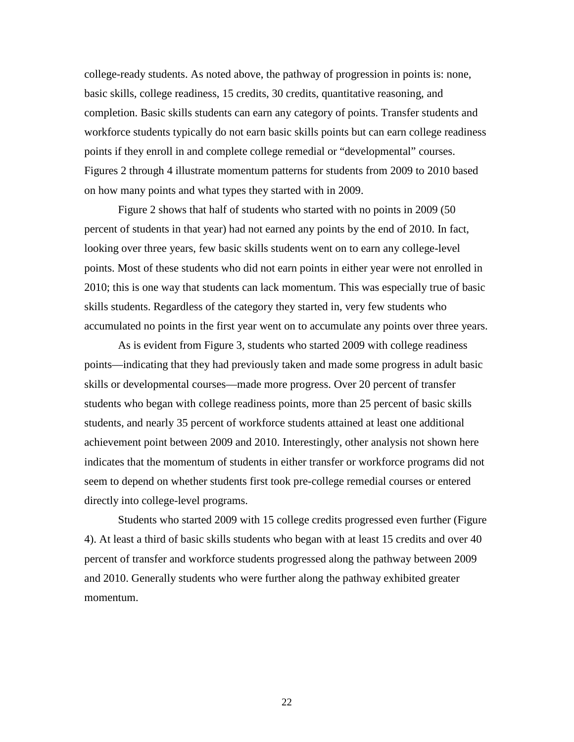college-ready students. As noted above, the pathway of progression in points is: none, basic skills, college readiness, 15 credits, 30 credits, quantitative reasoning, and completion. Basic skills students can earn any category of points. Transfer students and workforce students typically do not earn basic skills points but can earn college readiness points if they enroll in and complete college remedial or "developmental" courses. Figures 2 through 4 illustrate momentum patterns for students from 2009 to 2010 based on how many points and what types they started with in 2009.

Figure 2 shows that half of students who started with no points in 2009 (50 percent of students in that year) had not earned any points by the end of 2010. In fact, looking over three years, few basic skills students went on to earn any college-level points. Most of these students who did not earn points in either year were not enrolled in 2010; this is one way that students can lack momentum. This was especially true of basic skills students. Regardless of the category they started in, very few students who accumulated no points in the first year went on to accumulate any points over three years.

As is evident from Figure 3, students who started 2009 with college readiness points—indicating that they had previously taken and made some progress in adult basic skills or developmental courses—made more progress. Over 20 percent of transfer students who began with college readiness points, more than 25 percent of basic skills students, and nearly 35 percent of workforce students attained at least one additional achievement point between 2009 and 2010. Interestingly, other analysis not shown here indicates that the momentum of students in either transfer or workforce programs did not seem to depend on whether students first took pre-college remedial courses or entered directly into college-level programs.

Students who started 2009 with 15 college credits progressed even further (Figure 4). At least a third of basic skills students who began with at least 15 credits and over 40 percent of transfer and workforce students progressed along the pathway between 2009 and 2010. Generally students who were further along the pathway exhibited greater momentum.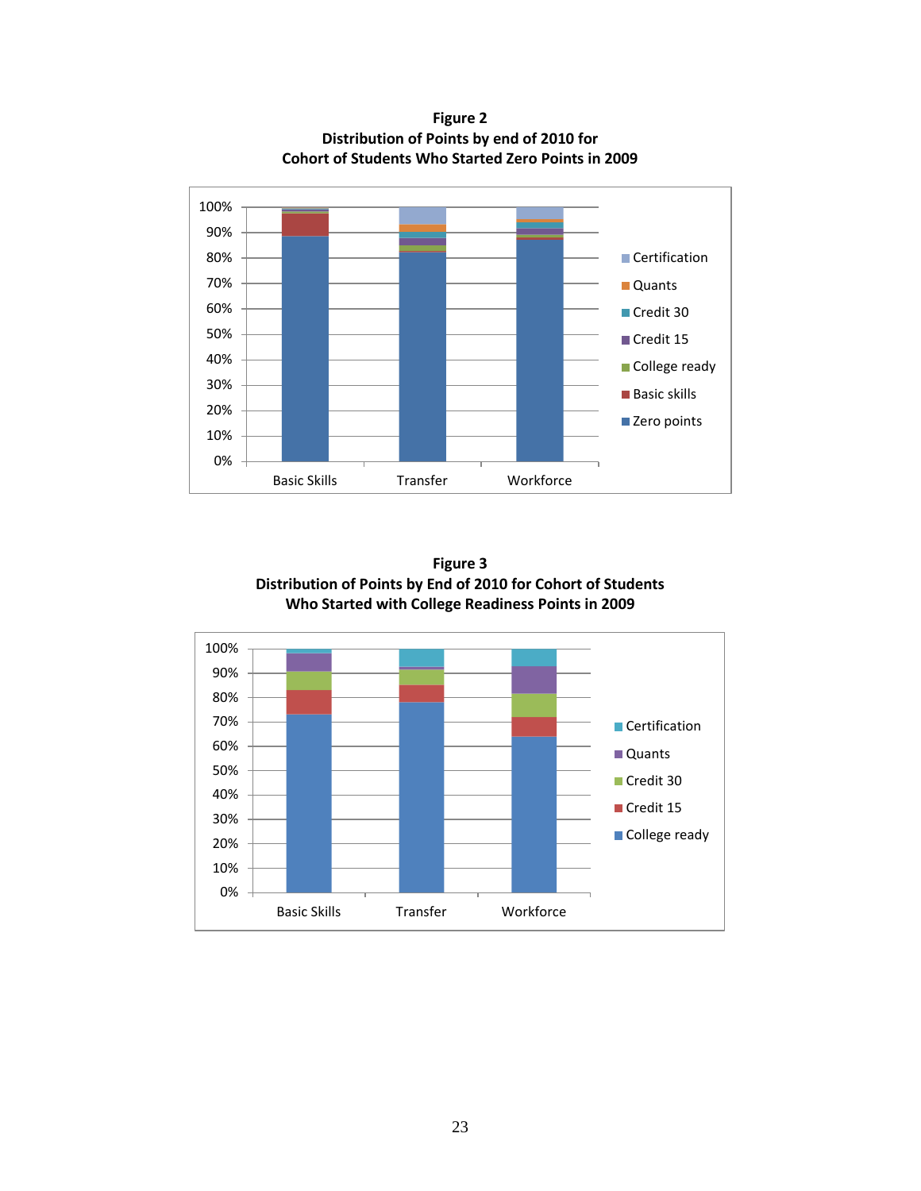**Figure 2**
**Distribution of Points by end of 2010 for Cohort of Students Who Started Zero Points in 2009**

100%
90%
80%
70%
60%
50%
40%
30%
20%
10%
0%

Basic Skills Transfer Workforce

Certification
Quants
Credit 30
Credit 15
College ready
Basic skills
Zero points

**Figure 3**
**Distribution of Points by End of 2010 for Cohort of Students Who Started with College Readiness Points in 2009**

100%
90%
80%
70%
60%
50%
40%
30%
20%
10%
0%

Basic Skills Transfer Workforce

Certification
Quants
Credit 30
Credit 15
College ready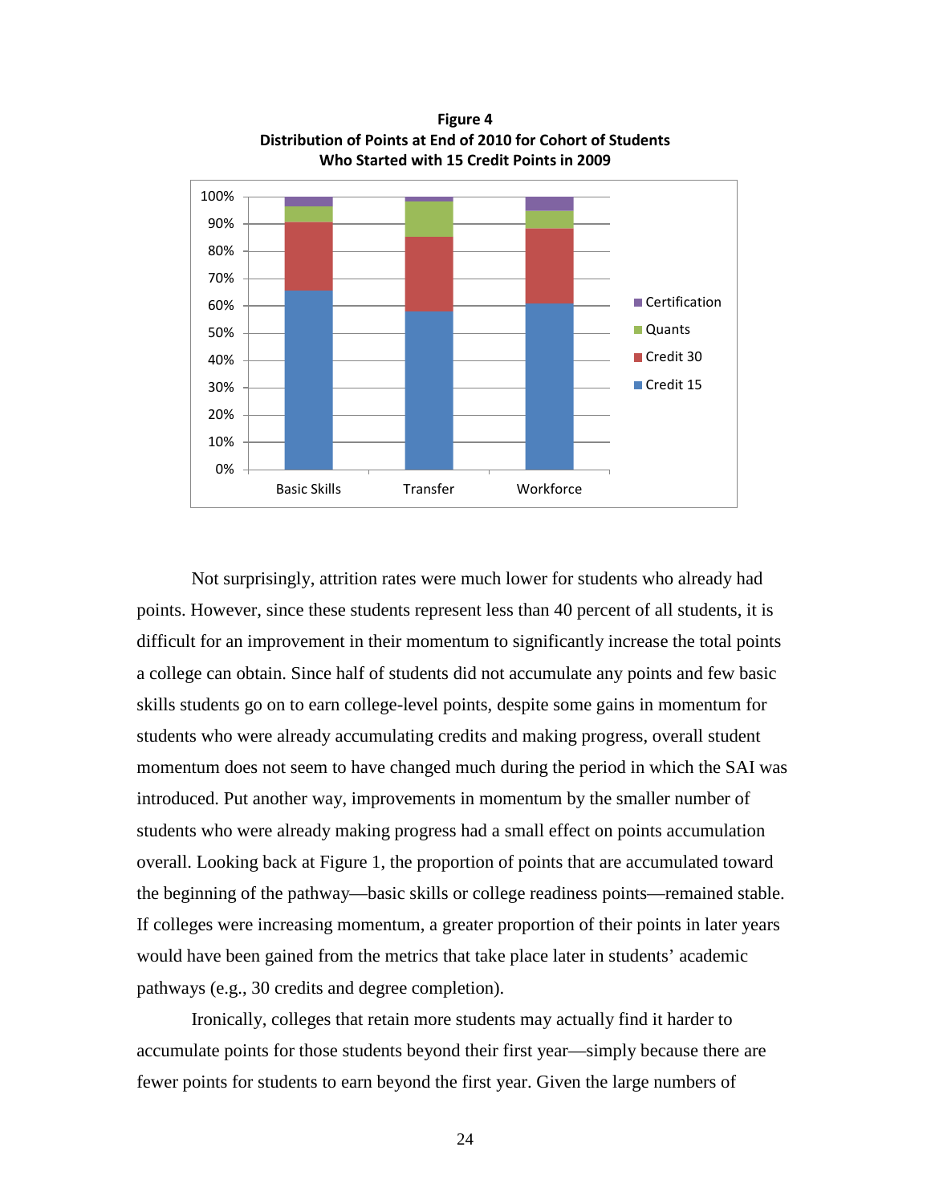**Figure 4**
**Distribution of Points at End of 2010 for Cohort of Students Who Started with 15 Credit Points in 2009**

Not surprisingly, attrition rates were much lower for students who already had points. However, since these students represent less than 40 percent of all students, it is difficult for an improvement in their momentum to significantly increase the total points a college can obtain. Since half of students did not accumulate any points and few basic skills students go on to earn college-level points, despite some gains in momentum for students who were already accumulating credits and making progress, overall student momentum does not seem to have changed much during the period in which the SAI was introduced. Put another way, improvements in momentum by the smaller number of students who were already making progress had a small effect on points accumulation overall. Looking back at Figure 1, the proportion of points that are accumulated toward the beginning of the pathway—basic skills or college readiness points—remained stable. If colleges were increasing momentum, a greater proportion of their points in later years would have been gained from the metrics that take place later in students' academic pathways (e.g., 30 credits and degree completion).

Ironically, colleges that retain more students may actually find it harder to accumulate points for those students beyond their first year—simply because there are fewer points for students to earn beyond the first year. Given the large numbers of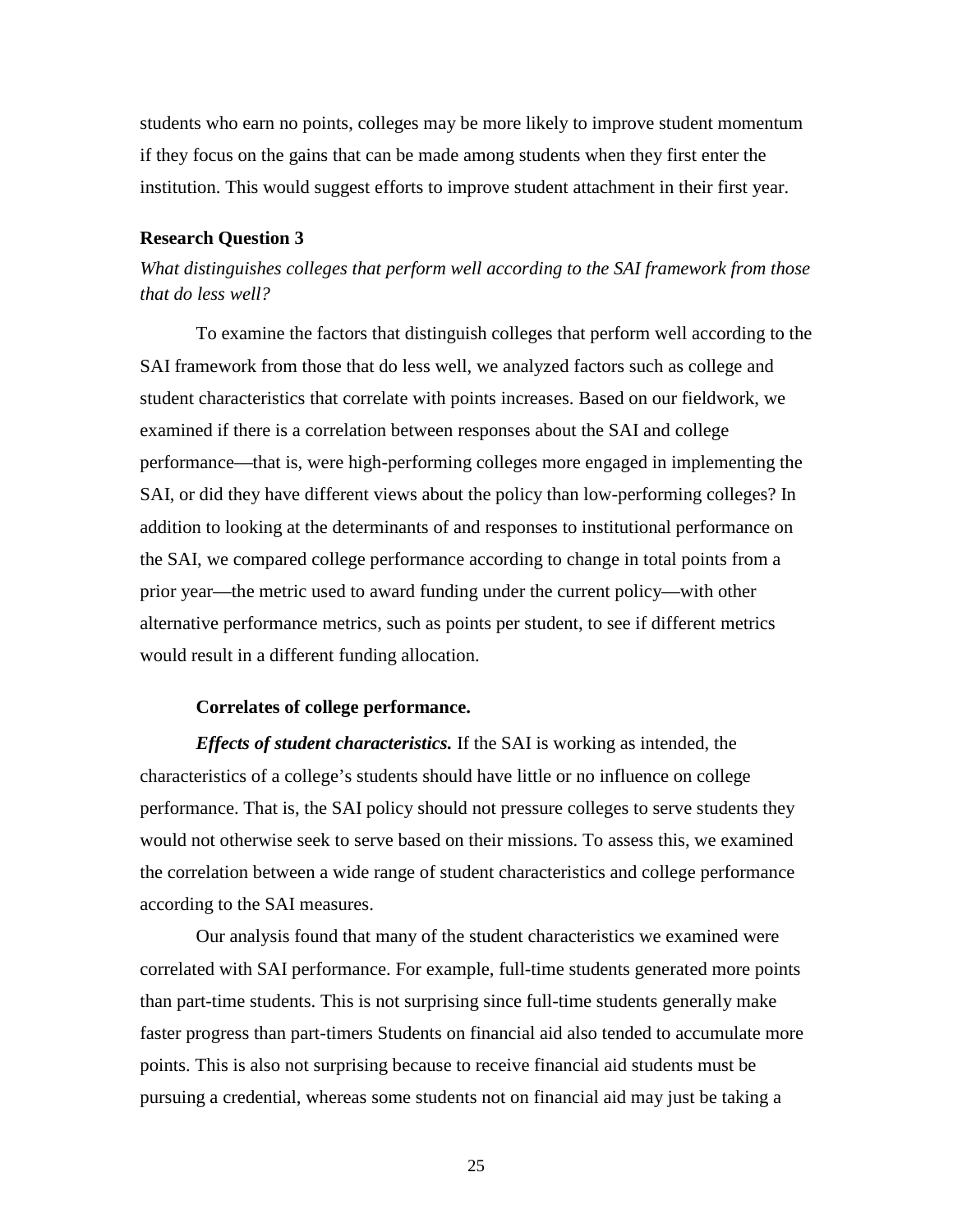students who earn no points, colleges may be more likely to improve student momentum if they focus on the gains that can be made among students when they first enter the institution. This would suggest efforts to improve student attachment in their first year.

### Research Question 3

*What distinguishes colleges that perform well according to the SAI framework from those that do less well?*

To examine the factors that distinguish colleges that perform well according to the SAI framework from those that do less well, we analyzed factors such as college and student characteristics that correlate with points increases. Based on our fieldwork, we examined if there is a correlation between responses about the SAI and college performance—that is, were high-performing colleges more engaged in implementing the SAI, or did they have different views about the policy than low-performing colleges? In addition to looking at the determinants of and responses to institutional performance on the SAI, we compared college performance according to change in total points from a prior year—the metric used to award funding under the current policy—with other alternative performance metrics, such as points per student, to see if different metrics would result in a different funding allocation.

#### Correlates of college performance.

***Effects of student characteristics.*** If the SAI is working as intended, the characteristics of a college's students should have little or no influence on college performance. That is, the SAI policy should not pressure colleges to serve students they would not otherwise seek to serve based on their missions. To assess this, we examined the correlation between a wide range of student characteristics and college performance according to the SAI measures.

Our analysis found that many of the student characteristics we examined were correlated with SAI performance. For example, full-time students generated more points than part-time students. This is not surprising since full-time students generally make faster progress than part-timers Students on financial aid also tended to accumulate more points. This is also not surprising because to receive financial aid students must be pursuing a credential, whereas some students not on financial aid may just be taking a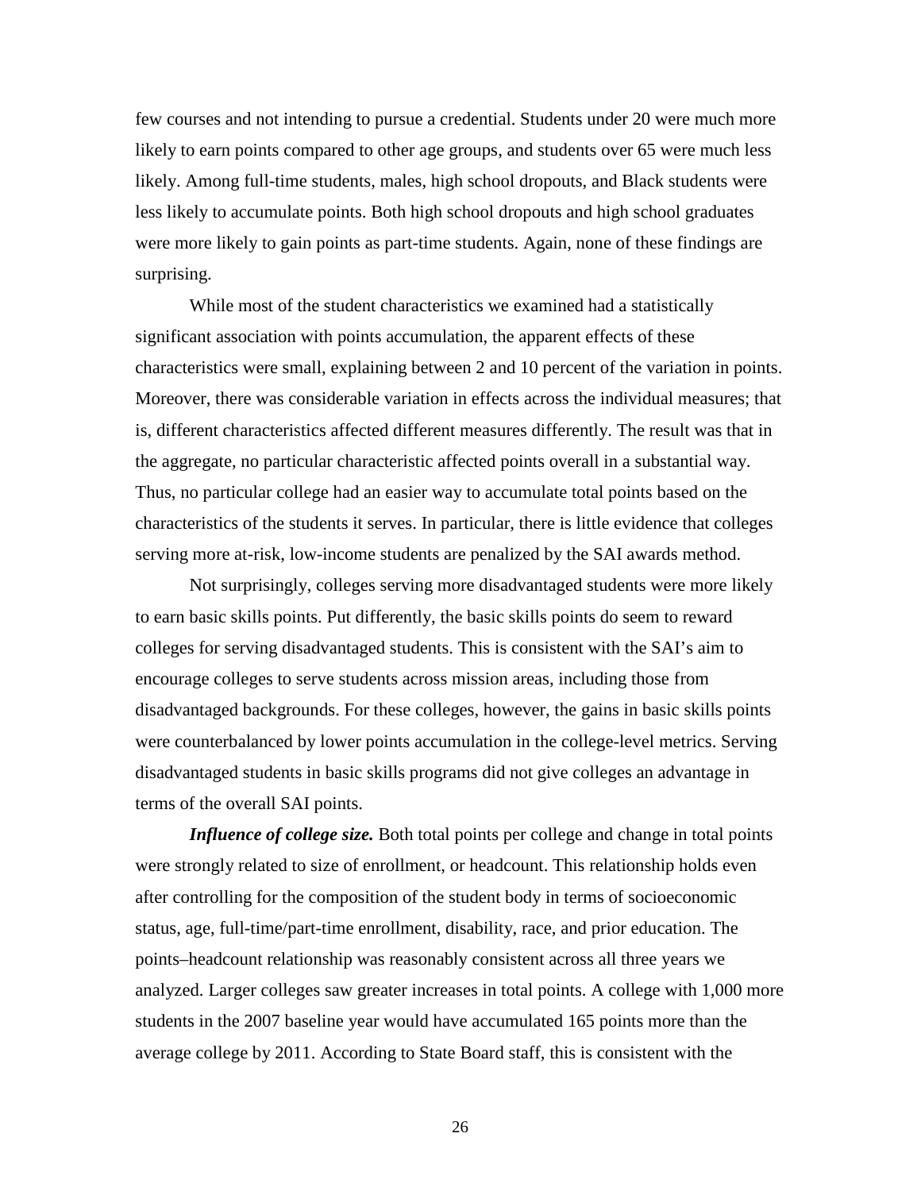few courses and not intending to pursue a credential. Students under 20 were much more likely to earn points compared to other age groups, and students over 65 were much less likely. Among full-time students, males, high school dropouts, and Black students were less likely to accumulate points. Both high school dropouts and high school graduates were more likely to gain points as part-time students. Again, none of these findings are surprising.

While most of the student characteristics we examined had a statistically significant association with points accumulation, the apparent effects of these characteristics were small, explaining between 2 and 10 percent of the variation in points. Moreover, there was considerable variation in effects across the individual measures; that is, different characteristics affected different measures differently. The result was that in the aggregate, no particular characteristic affected points overall in a substantial way. Thus, no particular college had an easier way to accumulate total points based on the characteristics of the students it serves. In particular, there is little evidence that colleges serving more at-risk, low-income students are penalized by the SAI awards method.

Not surprisingly, colleges serving more disadvantaged students were more likely to earn basic skills points. Put differently, the basic skills points do seem to reward colleges for serving disadvantaged students. This is consistent with the SAI's aim to encourage colleges to serve students across mission areas, including those from disadvantaged backgrounds. For these colleges, however, the gains in basic skills points were counterbalanced by lower points accumulation in the college-level metrics. Serving disadvantaged students in basic skills programs did not give colleges an advantage in terms of the overall SAI points.

***Influence of college size.*** Both total points per college and change in total points were strongly related to size of enrollment, or headcount. This relationship holds even after controlling for the composition of the student body in terms of socioeconomic status, age, full-time/part-time enrollment, disability, race, and prior education. The points–headcount relationship was reasonably consistent across all three years we analyzed. Larger colleges saw greater increases in total points. A college with 1,000 more students in the 2007 baseline year would have accumulated 165 points more than the average college by 2011. According to State Board staff, this is consistent with the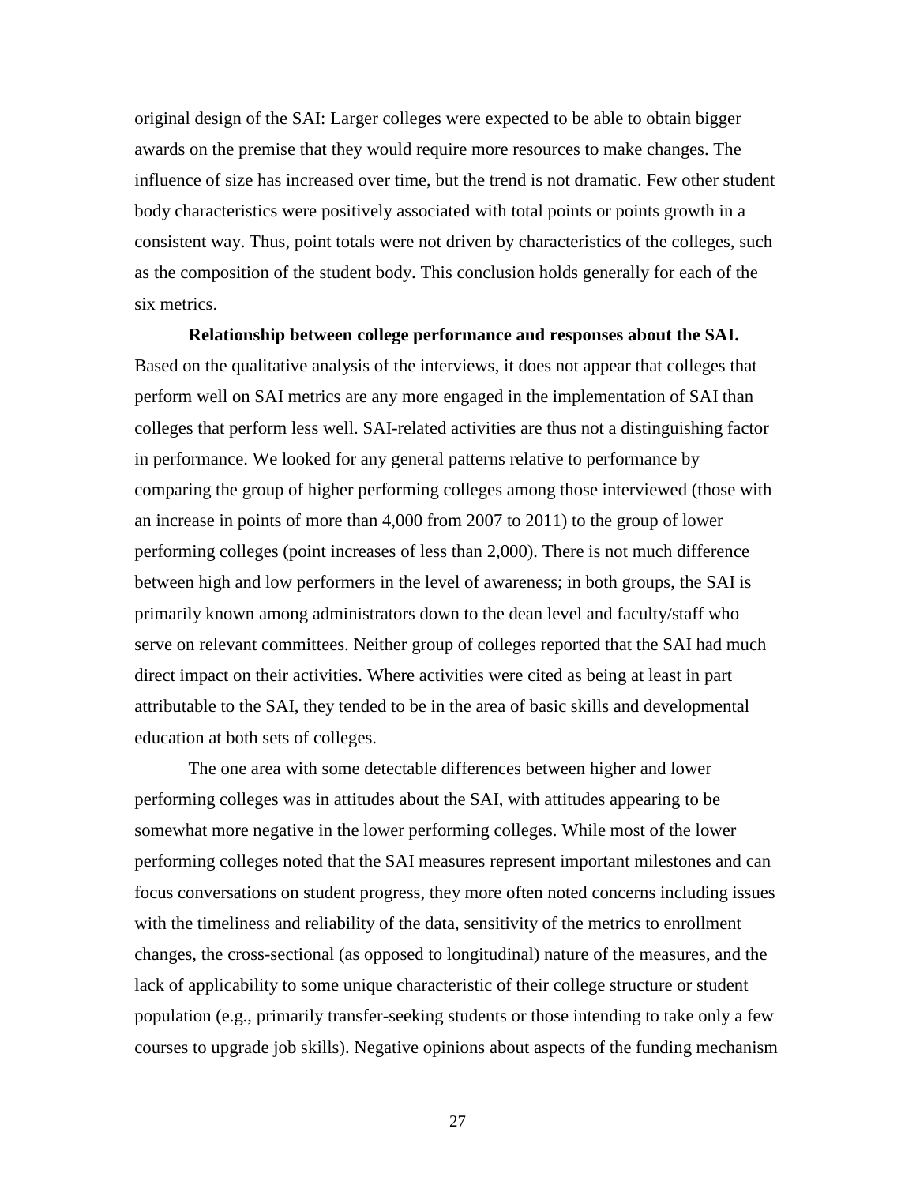original design of the SAI: Larger colleges were expected to be able to obtain bigger awards on the premise that they would require more resources to make changes. The influence of size has increased over time, but the trend is not dramatic. Few other student body characteristics were positively associated with total points or points growth in a consistent way. Thus, point totals were not driven by characteristics of the colleges, such as the composition of the student body. This conclusion holds generally for each of the six metrics.

**Relationship between college performance and responses about the SAI.** Based on the qualitative analysis of the interviews, it does not appear that colleges that perform well on SAI metrics are any more engaged in the implementation of SAI than colleges that perform less well. SAI-related activities are thus not a distinguishing factor in performance. We looked for any general patterns relative to performance by comparing the group of higher performing colleges among those interviewed (those with an increase in points of more than 4,000 from 2007 to 2011) to the group of lower performing colleges (point increases of less than 2,000). There is not much difference between high and low performers in the level of awareness; in both groups, the SAI is primarily known among administrators down to the dean level and faculty/staff who serve on relevant committees. Neither group of colleges reported that the SAI had much direct impact on their activities. Where activities were cited as being at least in part attributable to the SAI, they tended to be in the area of basic skills and developmental education at both sets of colleges.

The one area with some detectable differences between higher and lower performing colleges was in attitudes about the SAI, with attitudes appearing to be somewhat more negative in the lower performing colleges. While most of the lower performing colleges noted that the SAI measures represent important milestones and can focus conversations on student progress, they more often noted concerns including issues with the timeliness and reliability of the data, sensitivity of the metrics to enrollment changes, the cross-sectional (as opposed to longitudinal) nature of the measures, and the lack of applicability to some unique characteristic of their college structure or student population (e.g., primarily transfer-seeking students or those intending to take only a few courses to upgrade job skills). Negative opinions about aspects of the funding mechanism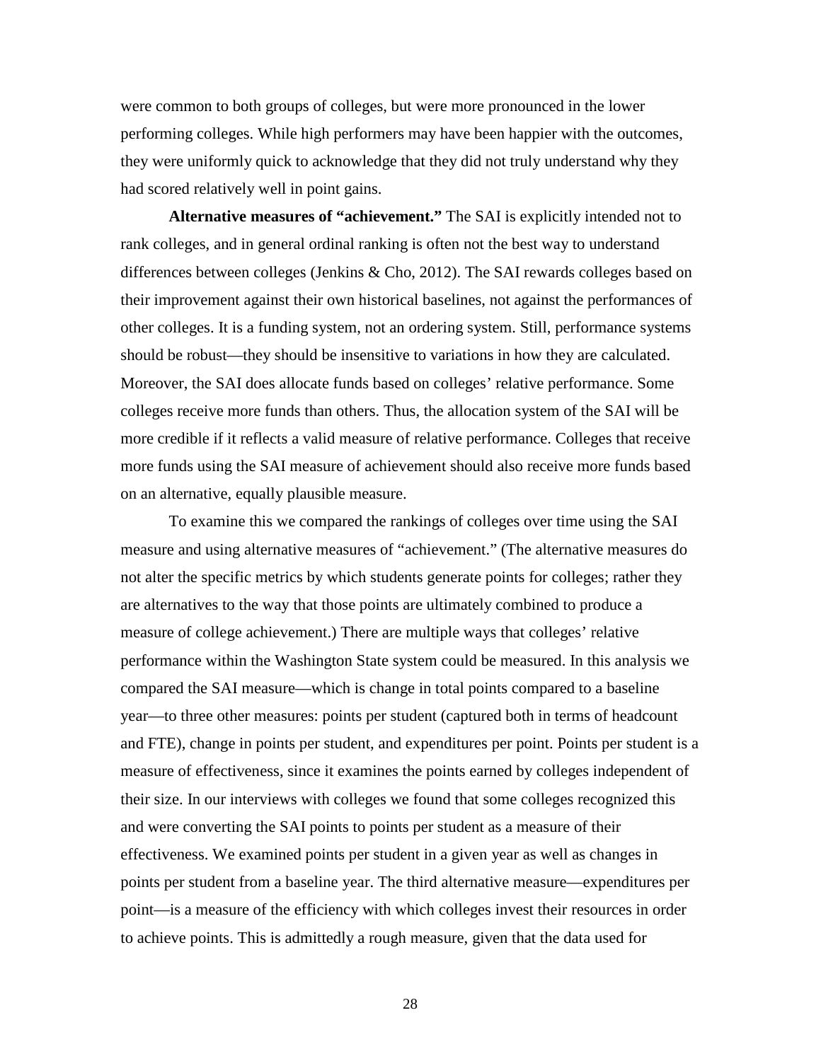were common to both groups of colleges, but were more pronounced in the lower performing colleges. While high performers may have been happier with the outcomes, they were uniformly quick to acknowledge that they did not truly understand why they had scored relatively well in point gains.

**Alternative measures of "achievement."** The SAI is explicitly intended not to rank colleges, and in general ordinal ranking is often not the best way to understand differences between colleges (Jenkins & Cho, 2012). The SAI rewards colleges based on their improvement against their own historical baselines, not against the performances of other colleges. It is a funding system, not an ordering system. Still, performance systems should be robust—they should be insensitive to variations in how they are calculated. Moreover, the SAI does allocate funds based on colleges' relative performance. Some colleges receive more funds than others. Thus, the allocation system of the SAI will be more credible if it reflects a valid measure of relative performance. Colleges that receive more funds using the SAI measure of achievement should also receive more funds based on an alternative, equally plausible measure.

To examine this we compared the rankings of colleges over time using the SAI measure and using alternative measures of "achievement." (The alternative measures do not alter the specific metrics by which students generate points for colleges; rather they are alternatives to the way that those points are ultimately combined to produce a measure of college achievement.) There are multiple ways that colleges' relative performance within the Washington State system could be measured. In this analysis we compared the SAI measure—which is change in total points compared to a baseline year—to three other measures: points per student (captured both in terms of headcount and FTE), change in points per student, and expenditures per point. Points per student is a measure of effectiveness, since it examines the points earned by colleges independent of their size. In our interviews with colleges we found that some colleges recognized this and were converting the SAI points to points per student as a measure of their effectiveness. We examined points per student in a given year as well as changes in points per student from a baseline year. The third alternative measure—expenditures per point—is a measure of the efficiency with which colleges invest their resources in order to achieve points. This is admittedly a rough measure, given that the data used for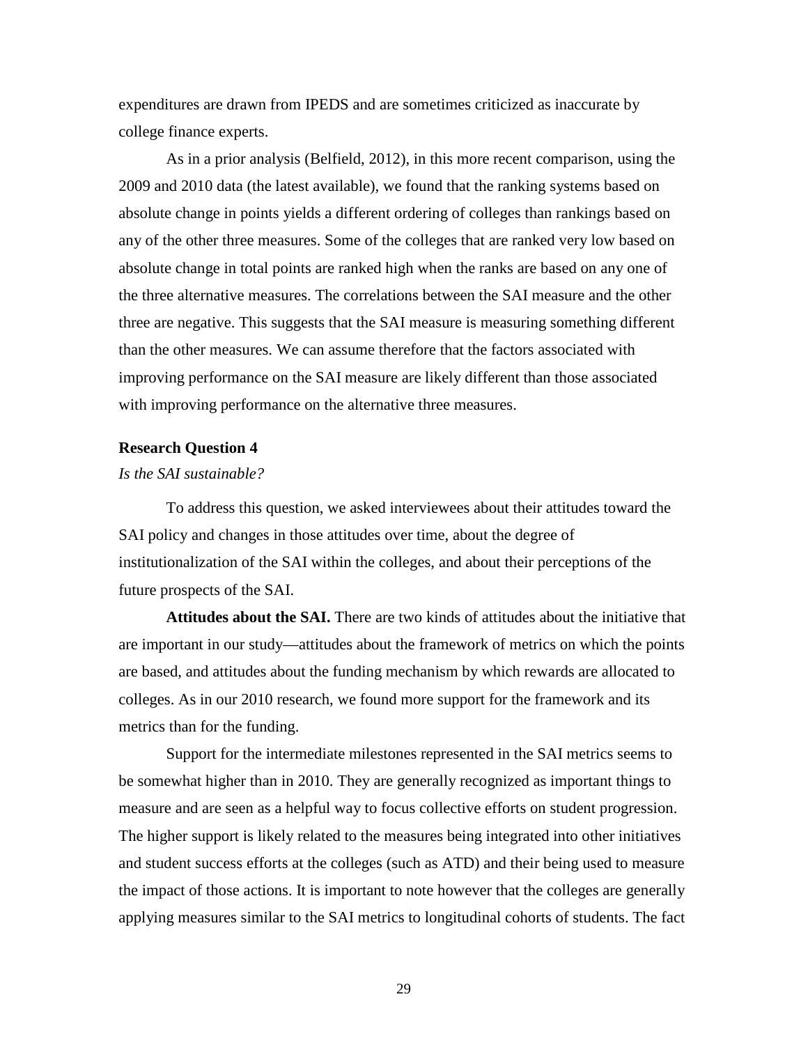expenditures are drawn from IPEDS and are sometimes criticized as inaccurate by college finance experts.

As in a prior analysis (Belfield, 2012), in this more recent comparison, using the 2009 and 2010 data (the latest available), we found that the ranking systems based on absolute change in points yields a different ordering of colleges than rankings based on any of the other three measures. Some of the colleges that are ranked very low based on absolute change in total points are ranked high when the ranks are based on any one of the three alternative measures. The correlations between the SAI measure and the other three are negative. This suggests that the SAI measure is measuring something different than the other measures. We can assume therefore that the factors associated with improving performance on the SAI measure are likely different than those associated with improving performance on the alternative three measures.

### Research Question 4

*Is the SAI sustainable?*

To address this question, we asked interviewees about their attitudes toward the SAI policy and changes in those attitudes over time, about the degree of institutionalization of the SAI within the colleges, and about their perceptions of the future prospects of the SAI.

**Attitudes about the SAI.** There are two kinds of attitudes about the initiative that are important in our study—attitudes about the framework of metrics on which the points are based, and attitudes about the funding mechanism by which rewards are allocated to colleges. As in our 2010 research, we found more support for the framework and its metrics than for the funding.

Support for the intermediate milestones represented in the SAI metrics seems to be somewhat higher than in 2010. They are generally recognized as important things to measure and are seen as a helpful way to focus collective efforts on student progression. The higher support is likely related to the measures being integrated into other initiatives and student success efforts at the colleges (such as ATD) and their being used to measure the impact of those actions. It is important to note however that the colleges are generally applying measures similar to the SAI metrics to longitudinal cohorts of students. The fact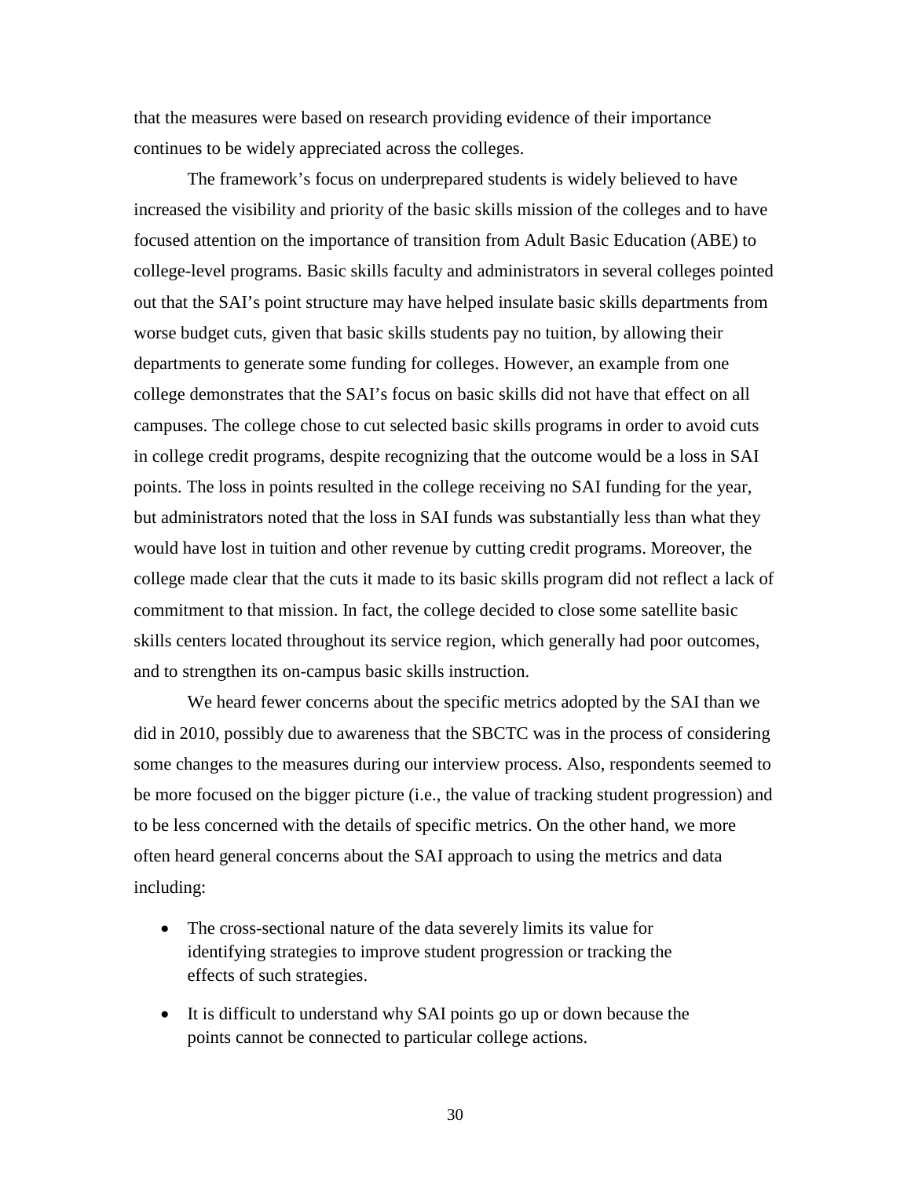that the measures were based on research providing evidence of their importance continues to be widely appreciated across the colleges.

The framework's focus on underprepared students is widely believed to have increased the visibility and priority of the basic skills mission of the colleges and to have focused attention on the importance of transition from Adult Basic Education (ABE) to college-level programs. Basic skills faculty and administrators in several colleges pointed out that the SAI's point structure may have helped insulate basic skills departments from worse budget cuts, given that basic skills students pay no tuition, by allowing their departments to generate some funding for colleges. However, an example from one college demonstrates that the SAI's focus on basic skills did not have that effect on all campuses. The college chose to cut selected basic skills programs in order to avoid cuts in college credit programs, despite recognizing that the outcome would be a loss in SAI points. The loss in points resulted in the college receiving no SAI funding for the year, but administrators noted that the loss in SAI funds was substantially less than what they would have lost in tuition and other revenue by cutting credit programs. Moreover, the college made clear that the cuts it made to its basic skills program did not reflect a lack of commitment to that mission. In fact, the college decided to close some satellite basic skills centers located throughout its service region, which generally had poor outcomes, and to strengthen its on-campus basic skills instruction.

We heard fewer concerns about the specific metrics adopted by the SAI than we did in 2010, possibly due to awareness that the SBCTC was in the process of considering some changes to the measures during our interview process. Also, respondents seemed to be more focused on the bigger picture (i.e., the value of tracking student progression) and to be less concerned with the details of specific metrics. On the other hand, we more often heard general concerns about the SAI approach to using the metrics and data including:

- The cross-sectional nature of the data severely limits its value for identifying strategies to improve student progression or tracking the effects of such strategies.
- It is difficult to understand why SAI points go up or down because the points cannot be connected to particular college actions.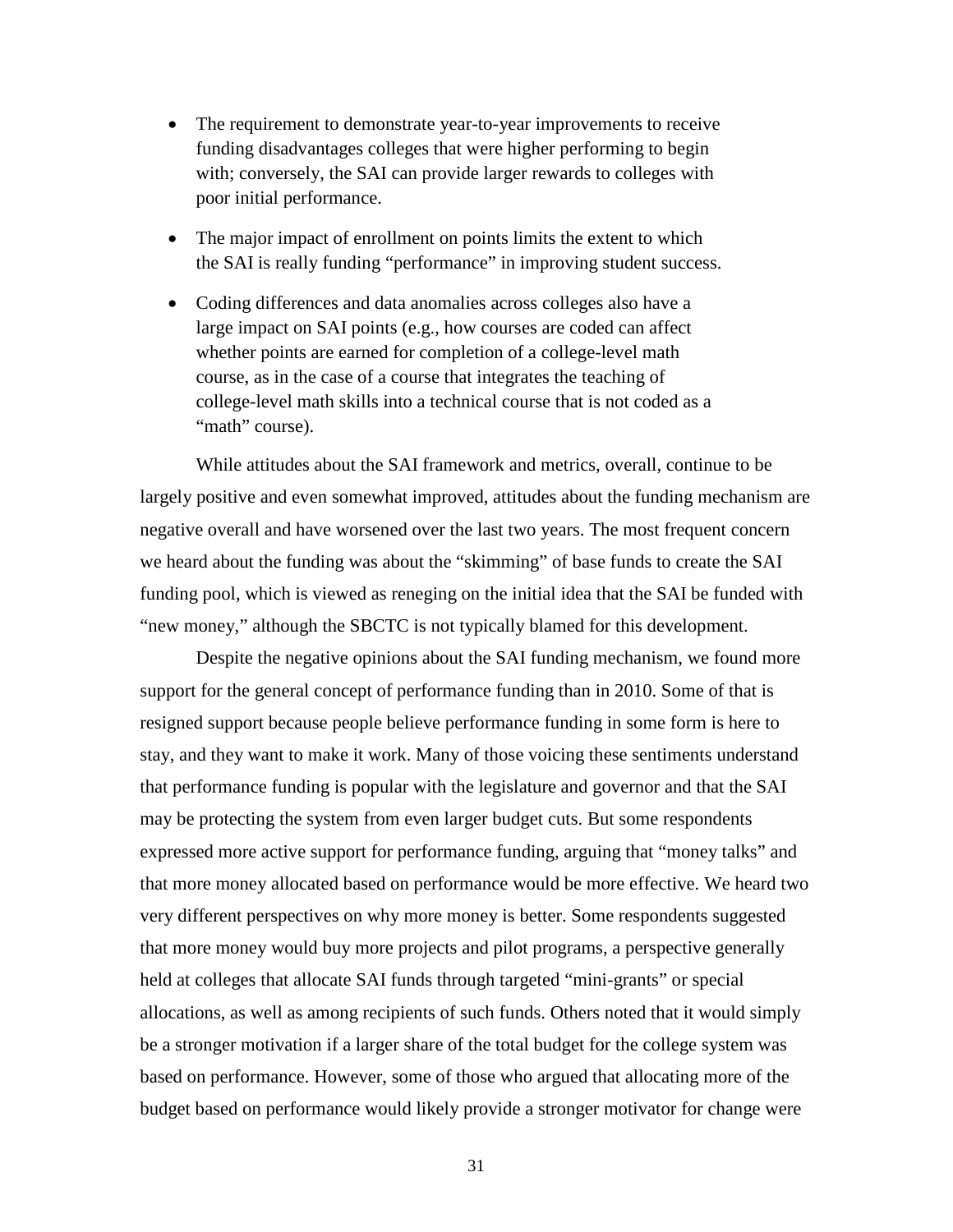- The requirement to demonstrate year-to-year improvements to receive funding disadvantages colleges that were higher performing to begin with; conversely, the SAI can provide larger rewards to colleges with poor initial performance.
- The major impact of enrollment on points limits the extent to which the SAI is really funding "performance" in improving student success.
- Coding differences and data anomalies across colleges also have a large impact on SAI points (e.g., how courses are coded can affect whether points are earned for completion of a college-level math course, as in the case of a course that integrates the teaching of college-level math skills into a technical course that is not coded as a "math" course).

While attitudes about the SAI framework and metrics, overall, continue to be largely positive and even somewhat improved, attitudes about the funding mechanism are negative overall and have worsened over the last two years. The most frequent concern we heard about the funding was about the "skimming" of base funds to create the SAI funding pool, which is viewed as reneging on the initial idea that the SAI be funded with "new money," although the SBCTC is not typically blamed for this development.

Despite the negative opinions about the SAI funding mechanism, we found more support for the general concept of performance funding than in 2010. Some of that is resigned support because people believe performance funding in some form is here to stay, and they want to make it work. Many of those voicing these sentiments understand that performance funding is popular with the legislature and governor and that the SAI may be protecting the system from even larger budget cuts. But some respondents expressed more active support for performance funding, arguing that "money talks" and that more money allocated based on performance would be more effective. We heard two very different perspectives on why more money is better. Some respondents suggested that more money would buy more projects and pilot programs, a perspective generally held at colleges that allocate SAI funds through targeted "mini-grants" or special allocations, as well as among recipients of such funds. Others noted that it would simply be a stronger motivation if a larger share of the total budget for the college system was based on performance. However, some of those who argued that allocating more of the budget based on performance would likely provide a stronger motivator for change were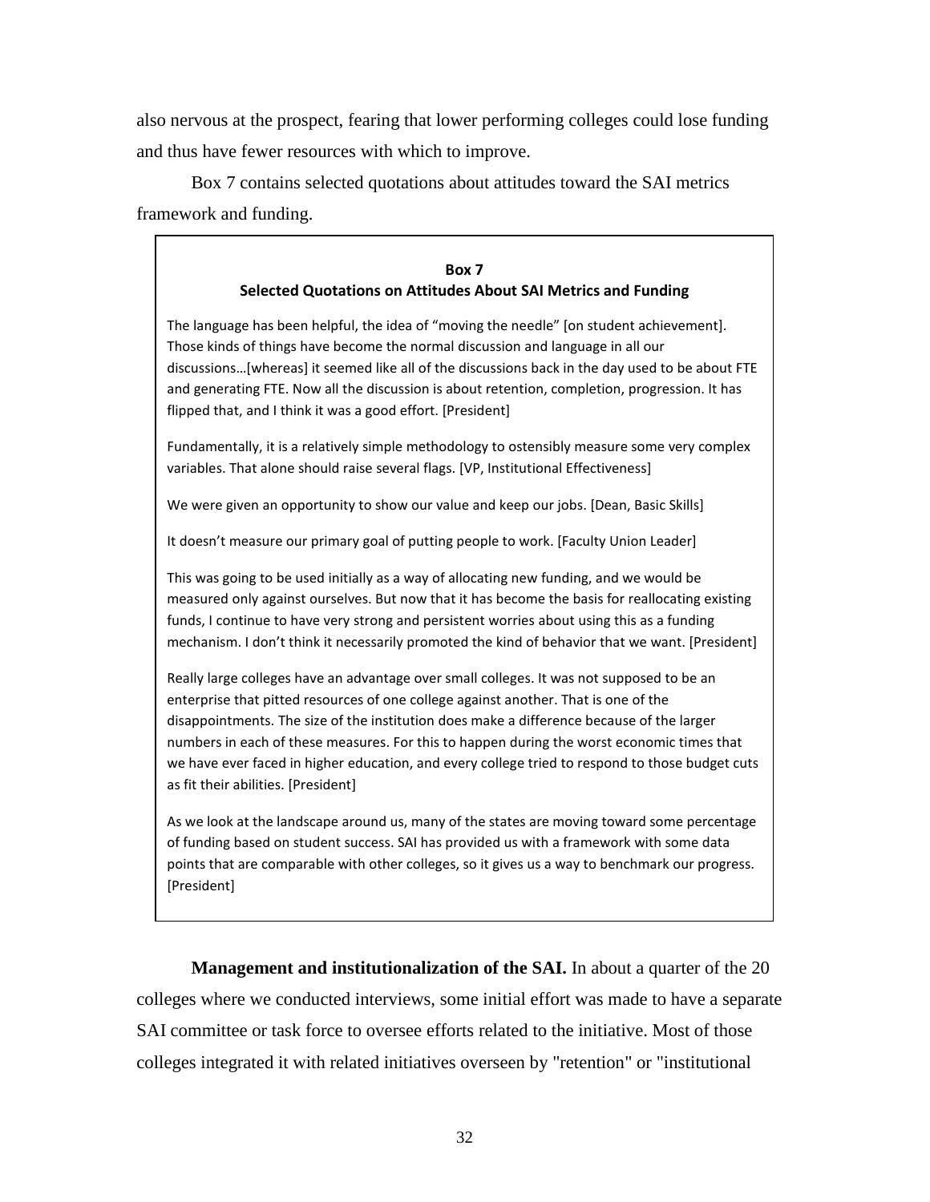also nervous at the prospect, fearing that lower performing colleges could lose funding and thus have fewer resources with which to improve.

Box 7 contains selected quotations about attitudes toward the SAI metrics framework and funding.

> **Box 7**
> **Selected Quotations on Attitudes About SAI Metrics and Funding**
>
> The language has been helpful, the idea of "moving the needle" [on student achievement]. Those kinds of things have become the normal discussion and language in all our discussions…[whereas] it seemed like all of the discussions back in the day used to be about FTE and generating FTE. Now all the discussion is about retention, completion, progression. It has flipped that, and I think it was a good effort. [President]
>
> Fundamentally, it is a relatively simple methodology to ostensibly measure some very complex variables. That alone should raise several flags. [VP, Institutional Effectiveness]
>
> We were given an opportunity to show our value and keep our jobs. [Dean, Basic Skills]
>
> It doesn't measure our primary goal of putting people to work. [Faculty Union Leader]
>
> This was going to be used initially as a way of allocating new funding, and we would be measured only against ourselves. But now that it has become the basis for reallocating existing funds, I continue to have very strong and persistent worries about using this as a funding mechanism. I don't think it necessarily promoted the kind of behavior that we want. [President]
>
> Really large colleges have an advantage over small colleges. It was not supposed to be an enterprise that pitted resources of one college against another. That is one of the disappointments. The size of the institution does make a difference because of the larger numbers in each of these measures. For this to happen during the worst economic times that we have ever faced in higher education, and every college tried to respond to those budget cuts as fit their abilities. [President]
>
> As we look at the landscape around us, many of the states are moving toward some percentage of funding based on student success. SAI has provided us with a framework with some data points that are comparable with other colleges, so it gives us a way to benchmark our progress. [President]

**Management and institutionalization of the SAI.** In about a quarter of the 20 colleges where we conducted interviews, some initial effort was made to have a separate SAI committee or task force to oversee efforts related to the initiative. Most of those colleges integrated it with related initiatives overseen by "retention" or "institutional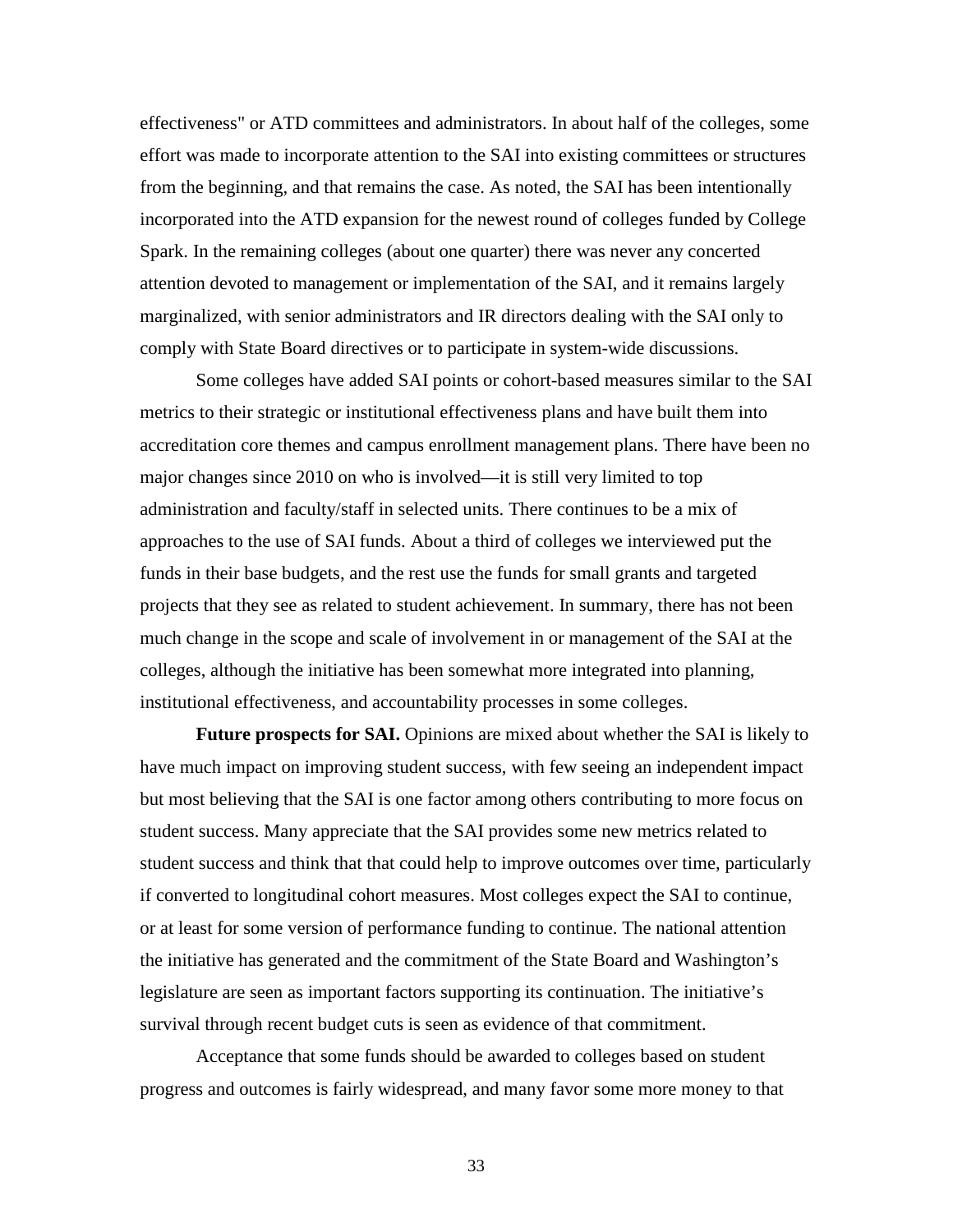effectiveness" or ATD committees and administrators. In about half of the colleges, some effort was made to incorporate attention to the SAI into existing committees or structures from the beginning, and that remains the case. As noted, the SAI has been intentionally incorporated into the ATD expansion for the newest round of colleges funded by College Spark. In the remaining colleges (about one quarter) there was never any concerted attention devoted to management or implementation of the SAI, and it remains largely marginalized, with senior administrators and IR directors dealing with the SAI only to comply with State Board directives or to participate in system-wide discussions.

Some colleges have added SAI points or cohort-based measures similar to the SAI metrics to their strategic or institutional effectiveness plans and have built them into accreditation core themes and campus enrollment management plans. There have been no major changes since 2010 on who is involved—it is still very limited to top administration and faculty/staff in selected units. There continues to be a mix of approaches to the use of SAI funds. About a third of colleges we interviewed put the funds in their base budgets, and the rest use the funds for small grants and targeted projects that they see as related to student achievement. In summary, there has not been much change in the scope and scale of involvement in or management of the SAI at the colleges, although the initiative has been somewhat more integrated into planning, institutional effectiveness, and accountability processes in some colleges.

**Future prospects for SAI.** Opinions are mixed about whether the SAI is likely to have much impact on improving student success, with few seeing an independent impact but most believing that the SAI is one factor among others contributing to more focus on student success. Many appreciate that the SAI provides some new metrics related to student success and think that that could help to improve outcomes over time, particularly if converted to longitudinal cohort measures. Most colleges expect the SAI to continue, or at least for some version of performance funding to continue. The national attention the initiative has generated and the commitment of the State Board and Washington's legislature are seen as important factors supporting its continuation. The initiative's survival through recent budget cuts is seen as evidence of that commitment.

Acceptance that some funds should be awarded to colleges based on student progress and outcomes is fairly widespread, and many favor some more money to that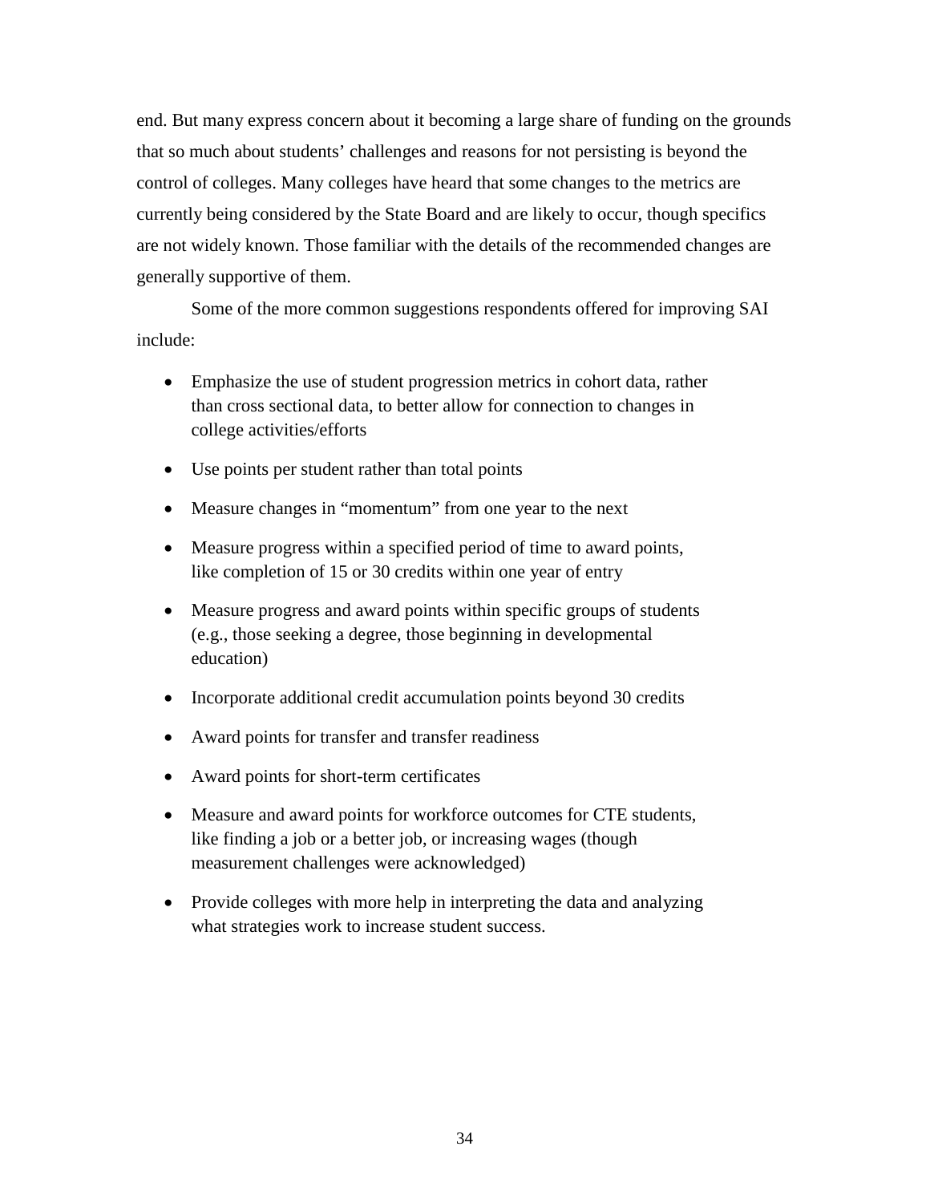end. But many express concern about it becoming a large share of funding on the grounds that so much about students' challenges and reasons for not persisting is beyond the control of colleges. Many colleges have heard that some changes to the metrics are currently being considered by the State Board and are likely to occur, though specifics are not widely known. Those familiar with the details of the recommended changes are generally supportive of them.

Some of the more common suggestions respondents offered for improving SAI include:

- Emphasize the use of student progression metrics in cohort data, rather than cross sectional data, to better allow for connection to changes in college activities/efforts
- Use points per student rather than total points
- Measure changes in "momentum" from one year to the next
- Measure progress within a specified period of time to award points, like completion of 15 or 30 credits within one year of entry
- Measure progress and award points within specific groups of students (e.g., those seeking a degree, those beginning in developmental education)
- Incorporate additional credit accumulation points beyond 30 credits
- Award points for transfer and transfer readiness
- Award points for short-term certificates
- Measure and award points for workforce outcomes for CTE students, like finding a job or a better job, or increasing wages (though measurement challenges were acknowledged)
- Provide colleges with more help in interpreting the data and analyzing what strategies work to increase student success.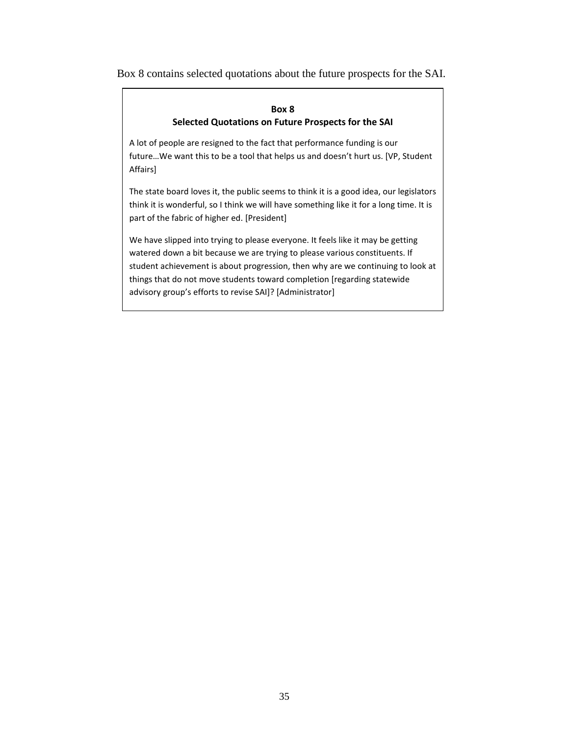Box 8 contains selected quotations about the future prospects for the SAI.

**Box 8**
**Selected Quotations on Future Prospects for the SAI**

A lot of people are resigned to the fact that performance funding is our future…We want this to be a tool that helps us and doesn't hurt us. [VP, Student Affairs]

The state board loves it, the public seems to think it is a good idea, our legislators think it is wonderful, so I think we will have something like it for a long time. It is part of the fabric of higher ed. [President]

We have slipped into trying to please everyone. It feels like it may be getting watered down a bit because we are trying to please various constituents. If student achievement is about progression, then why are we continuing to look at things that do not move students toward completion [regarding statewide advisory group's efforts to revise SAI]? [Administrator]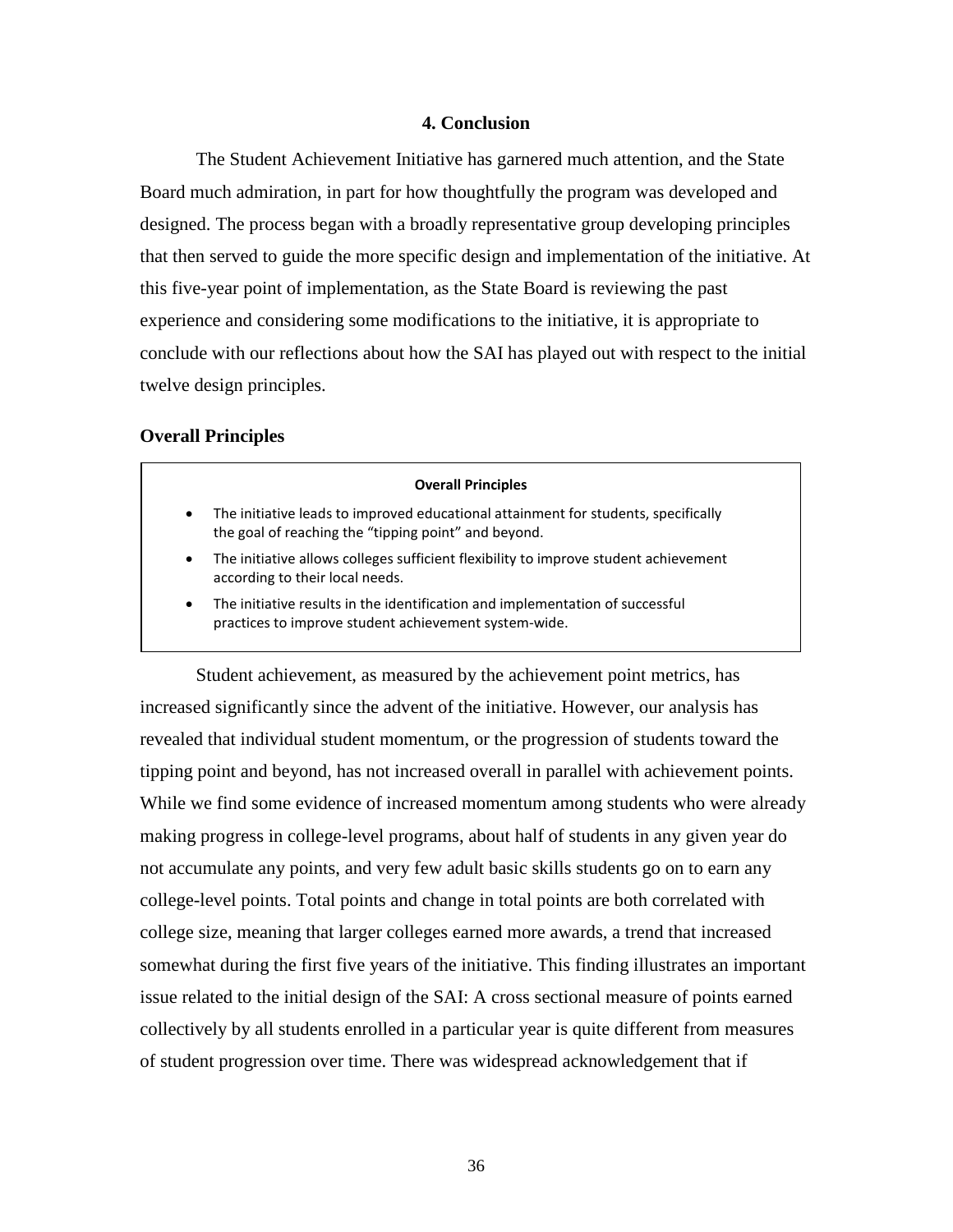## 4. Conclusion

The Student Achievement Initiative has garnered much attention, and the State Board much admiration, in part for how thoughtfully the program was developed and designed. The process began with a broadly representative group developing principles that then served to guide the more specific design and implementation of the initiative. At this five-year point of implementation, as the State Board is reviewing the past experience and considering some modifications to the initiative, it is appropriate to conclude with our reflections about how the SAI has played out with respect to the initial twelve design principles.

### Overall Principles

> **Overall Principles**
>
> - The initiative leads to improved educational attainment for students, specifically the goal of reaching the "tipping point" and beyond.
> - The initiative allows colleges sufficient flexibility to improve student achievement according to their local needs.
> - The initiative results in the identification and implementation of successful practices to improve student achievement system-wide.

Student achievement, as measured by the achievement point metrics, has increased significantly since the advent of the initiative. However, our analysis has revealed that individual student momentum, or the progression of students toward the tipping point and beyond, has not increased overall in parallel with achievement points. While we find some evidence of increased momentum among students who were already making progress in college-level programs, about half of students in any given year do not accumulate any points, and very few adult basic skills students go on to earn any college-level points. Total points and change in total points are both correlated with college size, meaning that larger colleges earned more awards, a trend that increased somewhat during the first five years of the initiative. This finding illustrates an important issue related to the initial design of the SAI: A cross sectional measure of points earned collectively by all students enrolled in a particular year is quite different from measures of student progression over time. There was widespread acknowledgement that if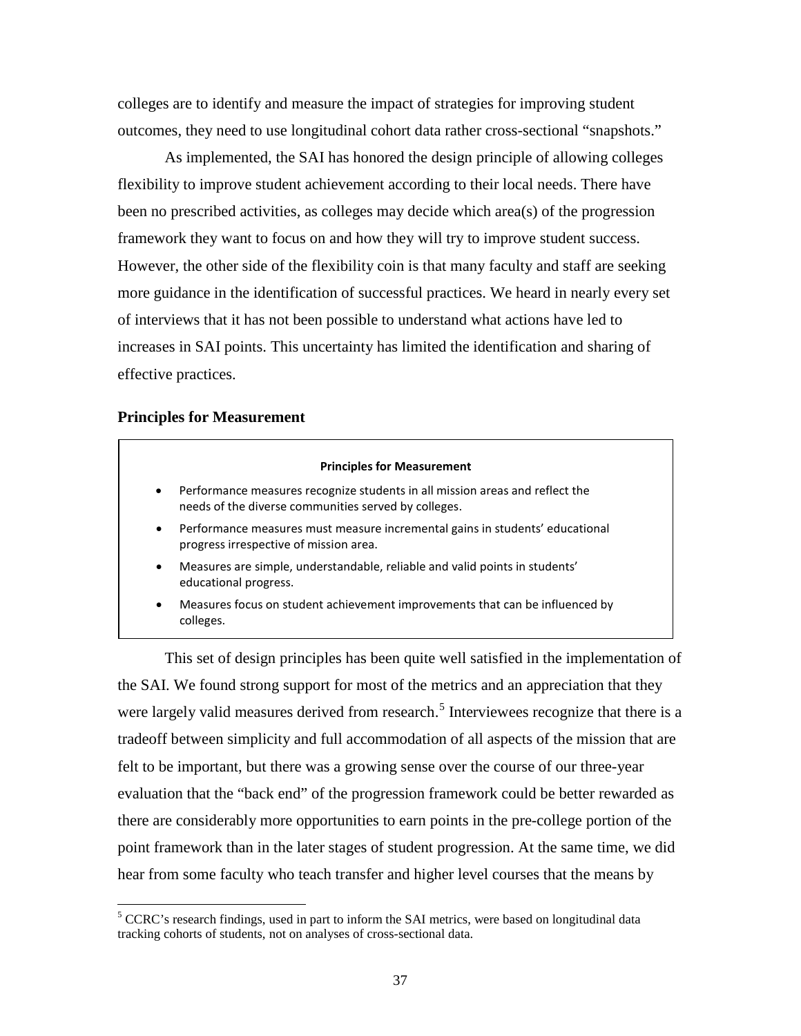colleges are to identify and measure the impact of strategies for improving student outcomes, they need to use longitudinal cohort data rather cross-sectional "snapshots."

As implemented, the SAI has honored the design principle of allowing colleges flexibility to improve student achievement according to their local needs. There have been no prescribed activities, as colleges may decide which area(s) of the progression framework they want to focus on and how they will try to improve student success. However, the other side of the flexibility coin is that many faculty and staff are seeking more guidance in the identification of successful practices. We heard in nearly every set of interviews that it has not been possible to understand what actions have led to increases in SAI points. This uncertainty has limited the identification and sharing of effective practices.

### Principles for Measurement

**Principles for Measurement**

- Performance measures recognize students in all mission areas and reflect the needs of the diverse communities served by colleges.
- Performance measures must measure incremental gains in students' educational progress irrespective of mission area.
- Measures are simple, understandable, reliable and valid points in students' educational progress.
- Measures focus on student achievement improvements that can be influenced by colleges.

This set of design principles has been quite well satisfied in the implementation of the SAI. We found strong support for most of the metrics and an appreciation that they were largely valid measures derived from research.[5] Interviewees recognize that there is a tradeoff between simplicity and full accommodation of all aspects of the mission that are felt to be important, but there was a growing sense over the course of our three-year evaluation that the "back end" of the progression framework could be better rewarded as there are considerably more opportunities to earn points in the pre-college portion of the point framework than in the later stages of student progression. At the same time, we did hear from some faculty who teach transfer and higher level courses that the means by

[5] CCRC's research findings, used in part to inform the SAI metrics, were based on longitudinal data tracking cohorts of students, not on analyses of cross-sectional data.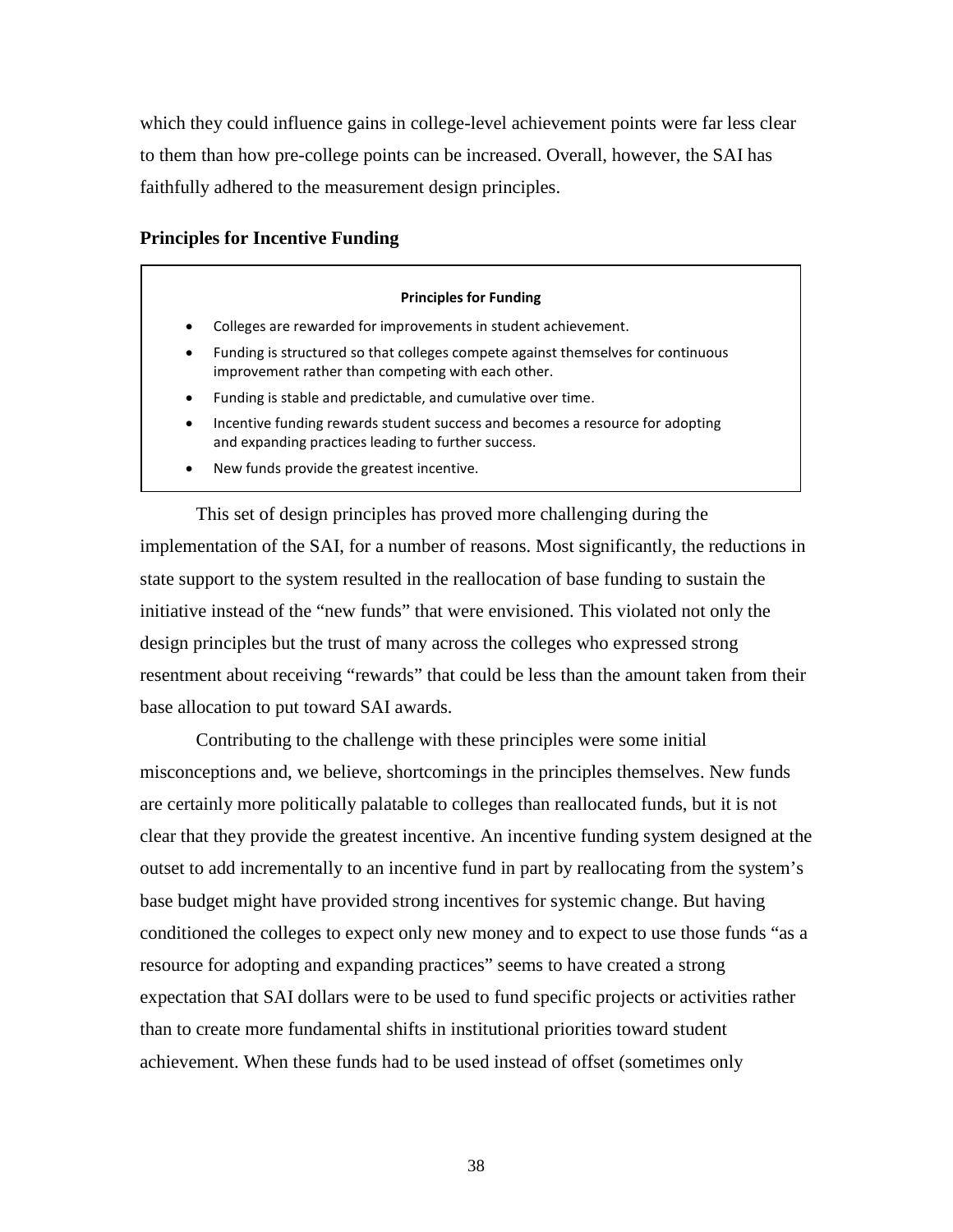which they could influence gains in college-level achievement points were far less clear to them than how pre-college points can be increased. Overall, however, the SAI has faithfully adhered to the measurement design principles.

### Principles for Incentive Funding

**Principles for Funding**

- Colleges are rewarded for improvements in student achievement.
- Funding is structured so that colleges compete against themselves for continuous improvement rather than competing with each other.
- Funding is stable and predictable, and cumulative over time.
- Incentive funding rewards student success and becomes a resource for adopting and expanding practices leading to further success.
- New funds provide the greatest incentive.

This set of design principles has proved more challenging during the implementation of the SAI, for a number of reasons. Most significantly, the reductions in state support to the system resulted in the reallocation of base funding to sustain the initiative instead of the "new funds" that were envisioned. This violated not only the design principles but the trust of many across the colleges who expressed strong resentment about receiving "rewards" that could be less than the amount taken from their base allocation to put toward SAI awards.

Contributing to the challenge with these principles were some initial misconceptions and, we believe, shortcomings in the principles themselves. New funds are certainly more politically palatable to colleges than reallocated funds, but it is not clear that they provide the greatest incentive. An incentive funding system designed at the outset to add incrementally to an incentive fund in part by reallocating from the system's base budget might have provided strong incentives for systemic change. But having conditioned the colleges to expect only new money and to expect to use those funds "as a resource for adopting and expanding practices" seems to have created a strong expectation that SAI dollars were to be used to fund specific projects or activities rather than to create more fundamental shifts in institutional priorities toward student achievement. When these funds had to be used instead of offset (sometimes only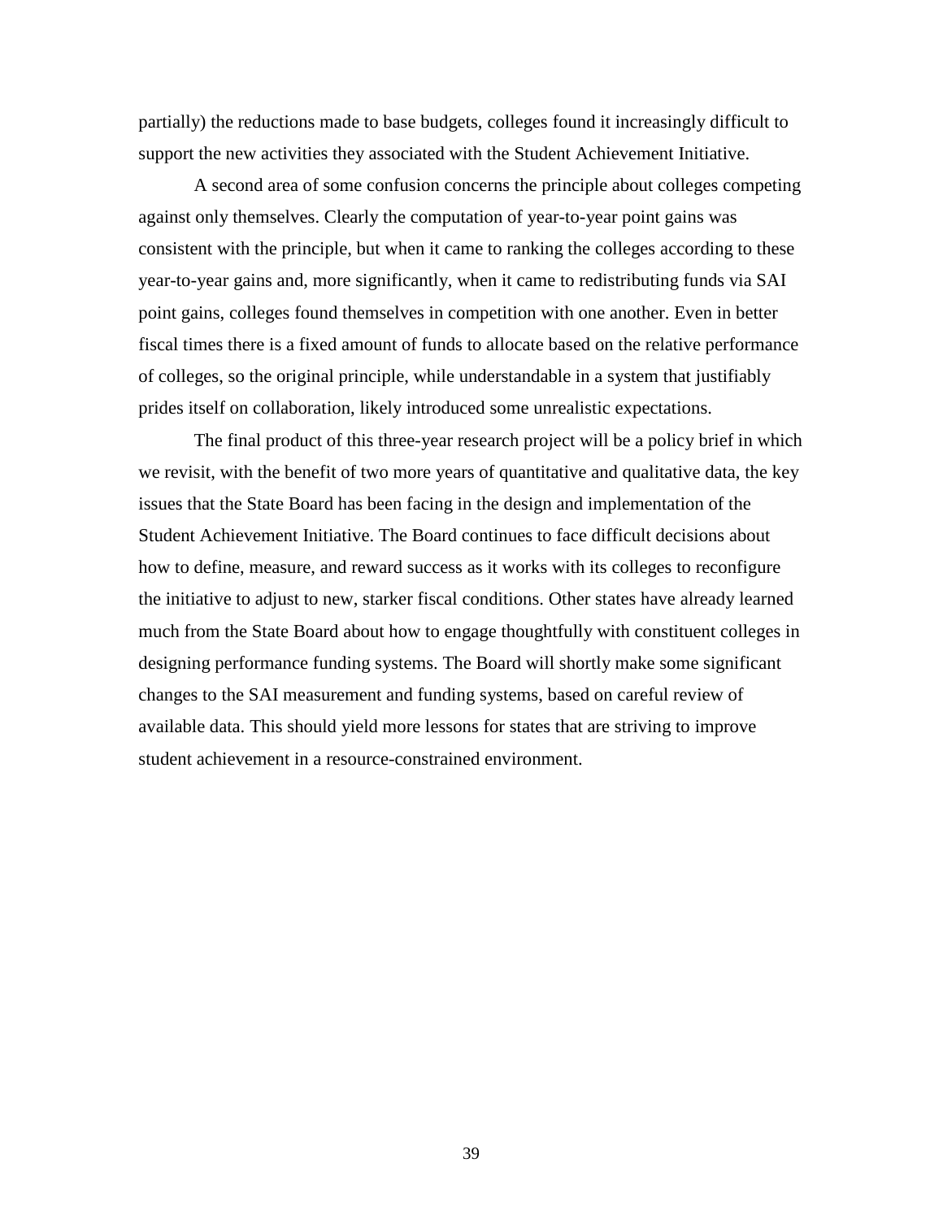partially) the reductions made to base budgets, colleges found it increasingly difficult to support the new activities they associated with the Student Achievement Initiative.

A second area of some confusion concerns the principle about colleges competing against only themselves. Clearly the computation of year-to-year point gains was consistent with the principle, but when it came to ranking the colleges according to these year-to-year gains and, more significantly, when it came to redistributing funds via SAI point gains, colleges found themselves in competition with one another. Even in better fiscal times there is a fixed amount of funds to allocate based on the relative performance of colleges, so the original principle, while understandable in a system that justifiably prides itself on collaboration, likely introduced some unrealistic expectations.

The final product of this three-year research project will be a policy brief in which we revisit, with the benefit of two more years of quantitative and qualitative data, the key issues that the State Board has been facing in the design and implementation of the Student Achievement Initiative. The Board continues to face difficult decisions about how to define, measure, and reward success as it works with its colleges to reconfigure the initiative to adjust to new, starker fiscal conditions. Other states have already learned much from the State Board about how to engage thoughtfully with constituent colleges in designing performance funding systems. The Board will shortly make some significant changes to the SAI measurement and funding systems, based on careful review of available data. This should yield more lessons for states that are striving to improve student achievement in a resource-constrained environment.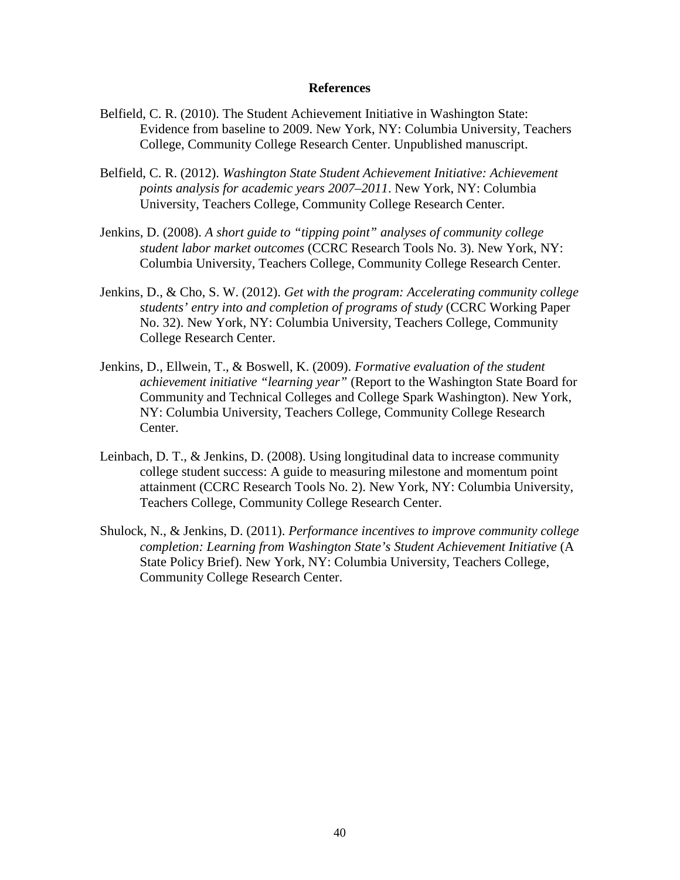## References

Belfield, C. R. (2010). The Student Achievement Initiative in Washington State: Evidence from baseline to 2009. New York, NY: Columbia University, Teachers College, Community College Research Center. Unpublished manuscript.

Belfield, C. R. (2012). *Washington State Student Achievement Initiative: Achievement points analysis for academic years 2007–2011*. New York, NY: Columbia University, Teachers College, Community College Research Center.

Jenkins, D. (2008). *A short guide to "tipping point" analyses of community college student labor market outcomes* (CCRC Research Tools No. 3). New York, NY: Columbia University, Teachers College, Community College Research Center.

Jenkins, D., & Cho, S. W. (2012). *Get with the program: Accelerating community college students' entry into and completion of programs of study* (CCRC Working Paper No. 32). New York, NY: Columbia University, Teachers College, Community College Research Center.

Jenkins, D., Ellwein, T., & Boswell, K. (2009). *Formative evaluation of the student achievement initiative "learning year"* (Report to the Washington State Board for Community and Technical Colleges and College Spark Washington). New York, NY: Columbia University, Teachers College, Community College Research Center.

Leinbach, D. T., & Jenkins, D. (2008). Using longitudinal data to increase community college student success: A guide to measuring milestone and momentum point attainment (CCRC Research Tools No. 2). New York, NY: Columbia University, Teachers College, Community College Research Center.

Shulock, N., & Jenkins, D. (2011). *Performance incentives to improve community college completion: Learning from Washington State's Student Achievement Initiative* (A State Policy Brief). New York, NY: Columbia University, Teachers College, Community College Research Center.